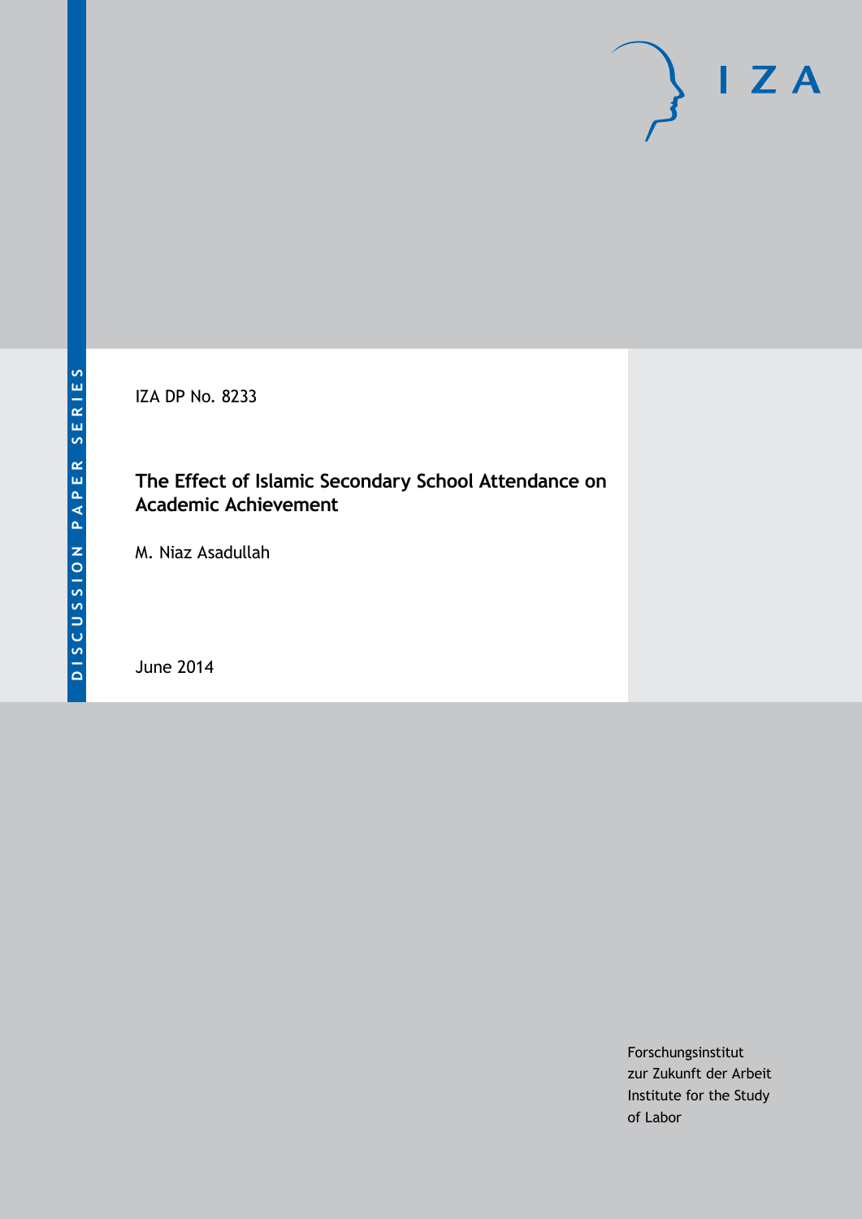DISCUSSION PAPER SERIES

IZA DP No. 8233

# The Effect of Islamic Secondary School Attendance on Academic Achievement

M. Niaz Asadullah

June 2014

Forschungsinstitut
zur Zukunft der Arbeit
Institute for the Study
of Labor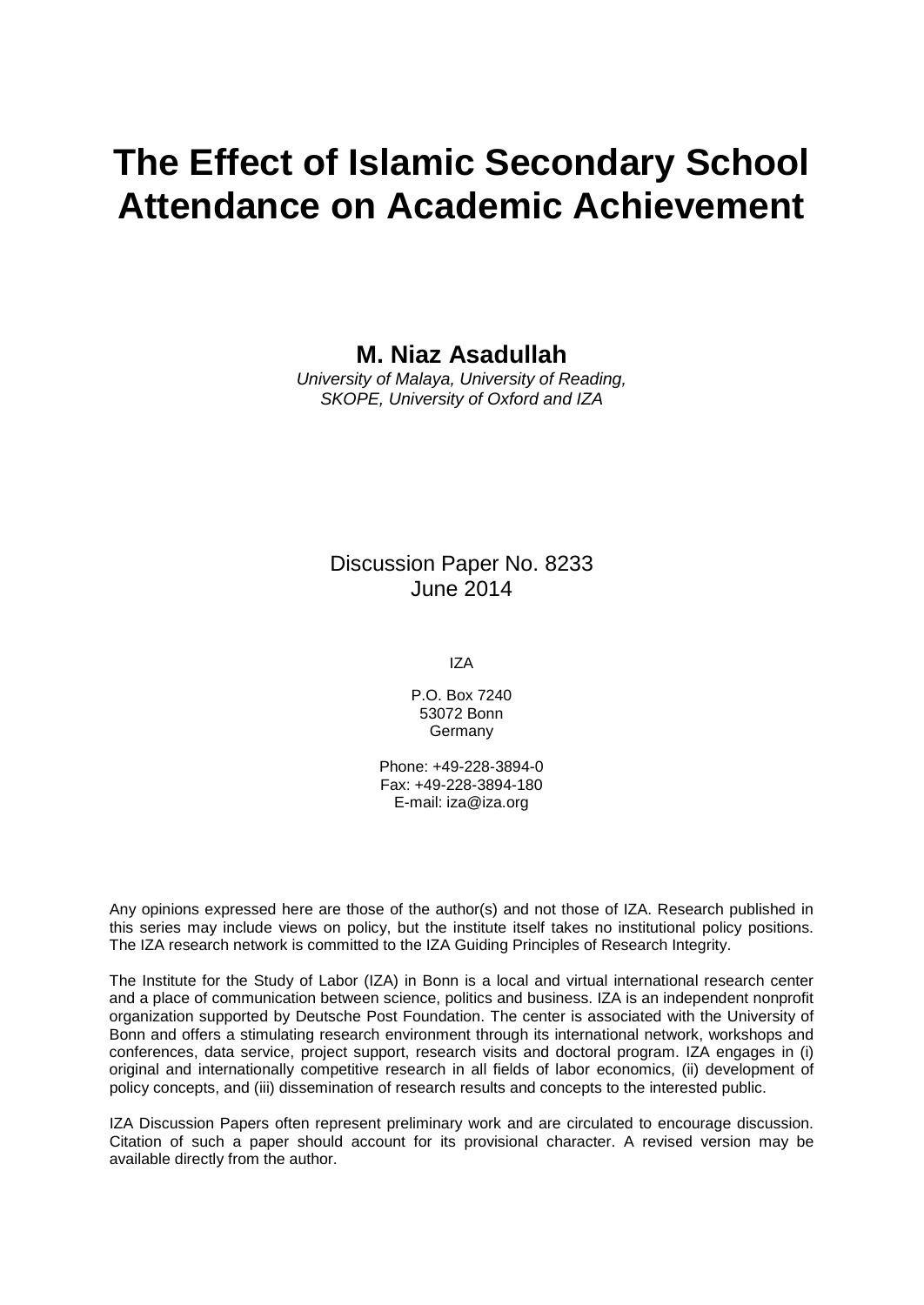# The Effect of Islamic Secondary School Attendance on Academic Achievement

**M. Niaz Asadullah**

*University of Malaya, University of Reading, SKOPE, University of Oxford and IZA*

Discussion Paper No. 8233
June 2014

IZA

P.O. Box 7240
53072 Bonn
Germany

Phone: +49-228-3894-0
Fax: +49-228-3894-180
E-mail: iza@iza.org

Any opinions expressed here are those of the author(s) and not those of IZA. Research published in this series may include views on policy, but the institute itself takes no institutional policy positions. The IZA research network is committed to the IZA Guiding Principles of Research Integrity.

The Institute for the Study of Labor (IZA) in Bonn is a local and virtual international research center and a place of communication between science, politics and business. IZA is an independent nonprofit organization supported by Deutsche Post Foundation. The center is associated with the University of Bonn and offers a stimulating research environment through its international network, workshops and conferences, data service, project support, research visits and doctoral program. IZA engages in (i) original and internationally competitive research in all fields of labor economics, (ii) development of policy concepts, and (iii) dissemination of research results and concepts to the interested public.

IZA Discussion Papers often represent preliminary work and are circulated to encourage discussion. Citation of such a paper should account for its provisional character. A revised version may be available directly from the author.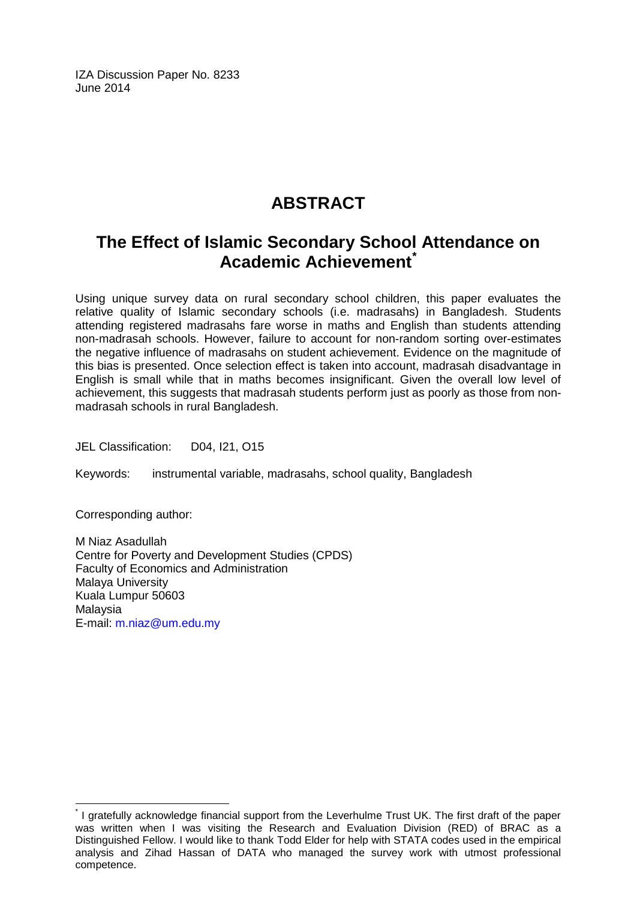IZA Discussion Paper No. 8233
June 2014

# ABSTRACT

## The Effect of Islamic Secondary School Attendance on Academic Achievement*

Using unique survey data on rural secondary school children, this paper evaluates the relative quality of Islamic secondary schools (i.e. madrasahs) in Bangladesh. Students attending registered madrasahs fare worse in maths and English than students attending non-madrasah schools. However, failure to account for non-random sorting over-estimates the negative influence of madrasahs on student achievement. Evidence on the magnitude of this bias is presented. Once selection effect is taken into account, madrasah disadvantage in English is small while that in maths becomes insignificant. Given the overall low level of achievement, this suggests that madrasah students perform just as poorly as those from non-madrasah schools in rural Bangladesh.

JEL Classification: D04, I21, O15

Keywords: instrumental variable, madrasahs, school quality, Bangladesh

Corresponding author:

M Niaz Asadullah
Centre for Poverty and Development Studies (CPDS)
Faculty of Economics and Administration
Malaya University
Kuala Lumpur 50603
Malaysia
E-mail: m.niaz@um.edu.my

---

* I gratefully acknowledge financial support from the Leverhulme Trust UK. The first draft of the paper was written when I was visiting the Research and Evaluation Division (RED) of BRAC as a Distinguished Fellow. I would like to thank Todd Elder for help with STATA codes used in the empirical analysis and Zihad Hassan of DATA who managed the survey work with utmost professional competence.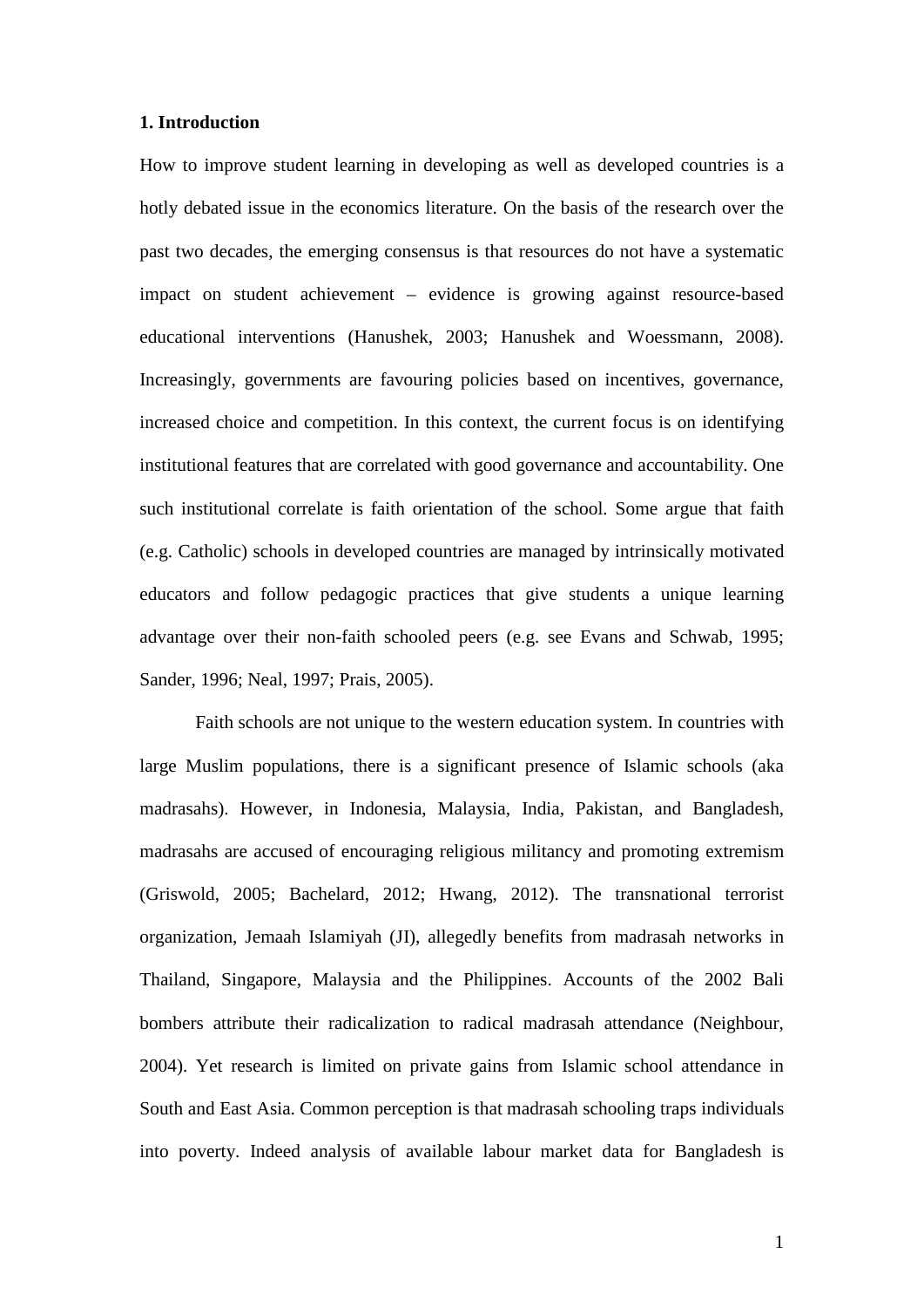## 1. Introduction

How to improve student learning in developing as well as developed countries is a hotly debated issue in the economics literature. On the basis of the research over the past two decades, the emerging consensus is that resources do not have a systematic impact on student achievement – evidence is growing against resource-based educational interventions (Hanushek, 2003; Hanushek and Woessmann, 2008). Increasingly, governments are favouring policies based on incentives, governance, increased choice and competition. In this context, the current focus is on identifying institutional features that are correlated with good governance and accountability. One such institutional correlate is faith orientation of the school. Some argue that faith (e.g. Catholic) schools in developed countries are managed by intrinsically motivated educators and follow pedagogic practices that give students a unique learning advantage over their non-faith schooled peers (e.g. see Evans and Schwab, 1995; Sander, 1996; Neal, 1997; Prais, 2005).

Faith schools are not unique to the western education system. In countries with large Muslim populations, there is a significant presence of Islamic schools (aka madrasahs). However, in Indonesia, Malaysia, India, Pakistan, and Bangladesh, madrasahs are accused of encouraging religious militancy and promoting extremism (Griswold, 2005; Bachelard, 2012; Hwang, 2012). The transnational terrorist organization, Jemaah Islamiyah (JI), allegedly benefits from madrasah networks in Thailand, Singapore, Malaysia and the Philippines. Accounts of the 2002 Bali bombers attribute their radicalization to radical madrasah attendance (Neighbour, 2004). Yet research is limited on private gains from Islamic school attendance in South and East Asia. Common perception is that madrasah schooling traps individuals into poverty. Indeed analysis of available labour market data for Bangladesh is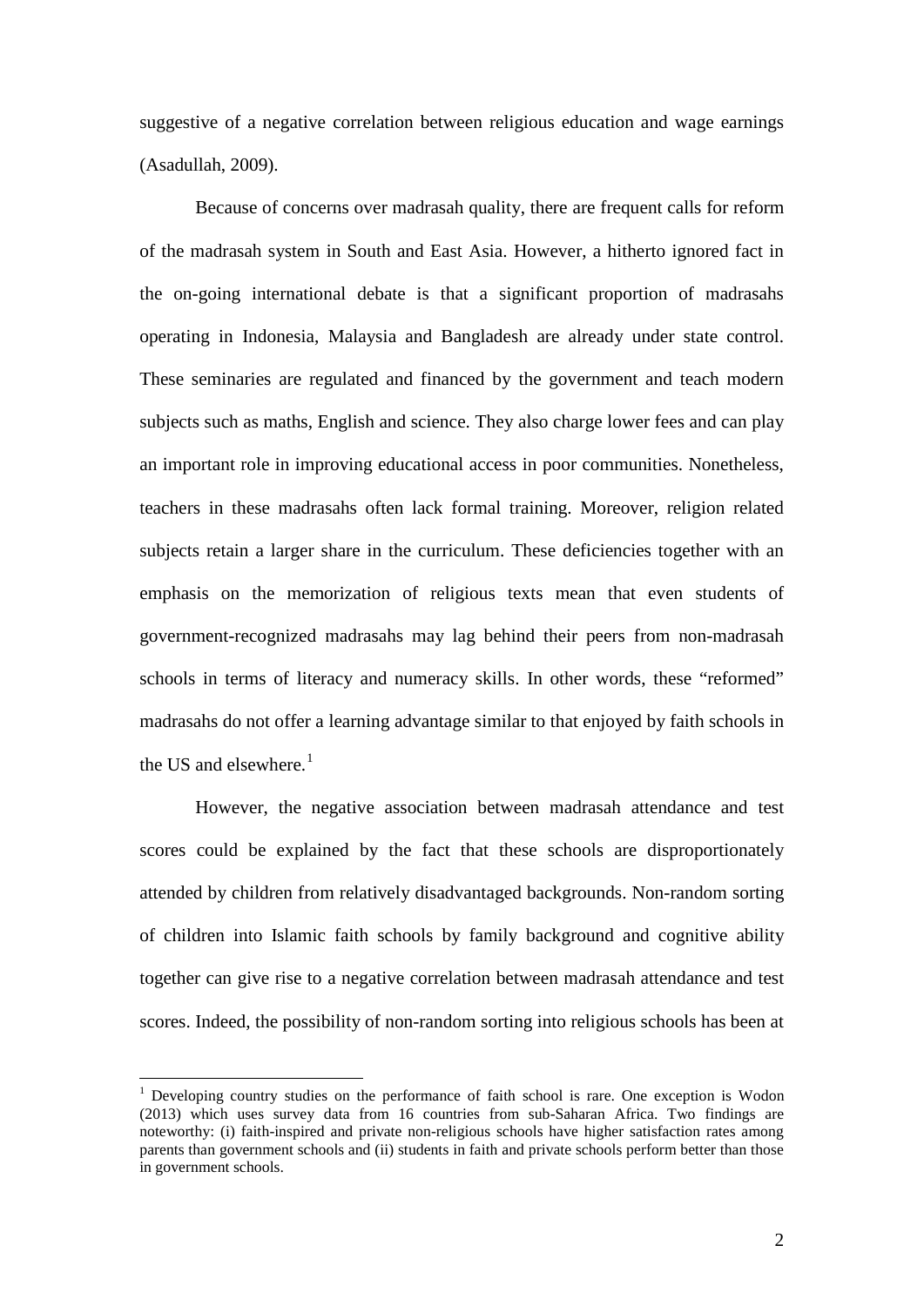suggestive of a negative correlation between religious education and wage earnings (Asadullah, 2009).

Because of concerns over madrasah quality, there are frequent calls for reform of the madrasah system in South and East Asia. However, a hitherto ignored fact in the on-going international debate is that a significant proportion of madrasahs operating in Indonesia, Malaysia and Bangladesh are already under state control. These seminaries are regulated and financed by the government and teach modern subjects such as maths, English and science. They also charge lower fees and can play an important role in improving educational access in poor communities. Nonetheless, teachers in these madrasahs often lack formal training. Moreover, religion related subjects retain a larger share in the curriculum. These deficiencies together with an emphasis on the memorization of religious texts mean that even students of government-recognized madrasahs may lag behind their peers from non-madrasah schools in terms of literacy and numeracy skills. In other words, these "reformed" madrasahs do not offer a learning advantage similar to that enjoyed by faith schools in the US and elsewhere.[1]

However, the negative association between madrasah attendance and test scores could be explained by the fact that these schools are disproportionately attended by children from relatively disadvantaged backgrounds. Non-random sorting of children into Islamic faith schools by family background and cognitive ability together can give rise to a negative correlation between madrasah attendance and test scores. Indeed, the possibility of non-random sorting into religious schools has been at

---

[1] Developing country studies on the performance of faith school is rare. One exception is Wodon (2013) which uses survey data from 16 countries from sub-Saharan Africa. Two findings are noteworthy: (i) faith-inspired and private non-religious schools have higher satisfaction rates among parents than government schools and (ii) students in faith and private schools perform better than those in government schools.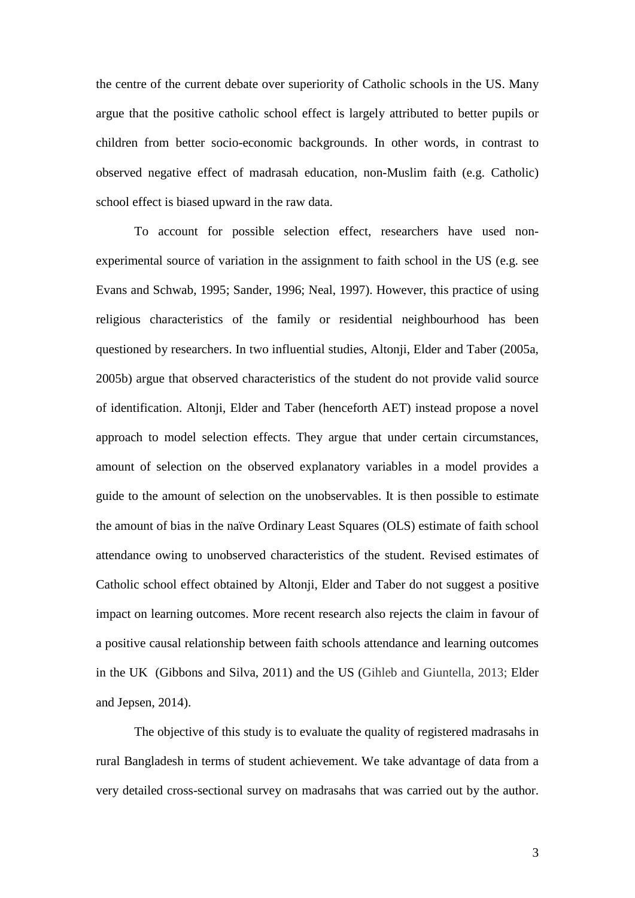the centre of the current debate over superiority of Catholic schools in the US. Many argue that the positive catholic school effect is largely attributed to better pupils or children from better socio-economic backgrounds. In other words, in contrast to observed negative effect of madrasah education, non-Muslim faith (e.g. Catholic) school effect is biased upward in the raw data.

To account for possible selection effect, researchers have used non-experimental source of variation in the assignment to faith school in the US (e.g. see Evans and Schwab, 1995; Sander, 1996; Neal, 1997). However, this practice of using religious characteristics of the family or residential neighbourhood has been questioned by researchers. In two influential studies, Altonji, Elder and Taber (2005a, 2005b) argue that observed characteristics of the student do not provide valid source of identification. Altonji, Elder and Taber (henceforth AET) instead propose a novel approach to model selection effects. They argue that under certain circumstances, amount of selection on the observed explanatory variables in a model provides a guide to the amount of selection on the unobservables. It is then possible to estimate the amount of bias in the naïve Ordinary Least Squares (OLS) estimate of faith school attendance owing to unobserved characteristics of the student. Revised estimates of Catholic school effect obtained by Altonji, Elder and Taber do not suggest a positive impact on learning outcomes. More recent research also rejects the claim in favour of a positive causal relationship between faith schools attendance and learning outcomes in the UK (Gibbons and Silva, 2011) and the US (Gihleb and Giuntella, 2013; Elder and Jepsen, 2014).

The objective of this study is to evaluate the quality of registered madrasahs in rural Bangladesh in terms of student achievement. We take advantage of data from a very detailed cross-sectional survey on madrasahs that was carried out by the author.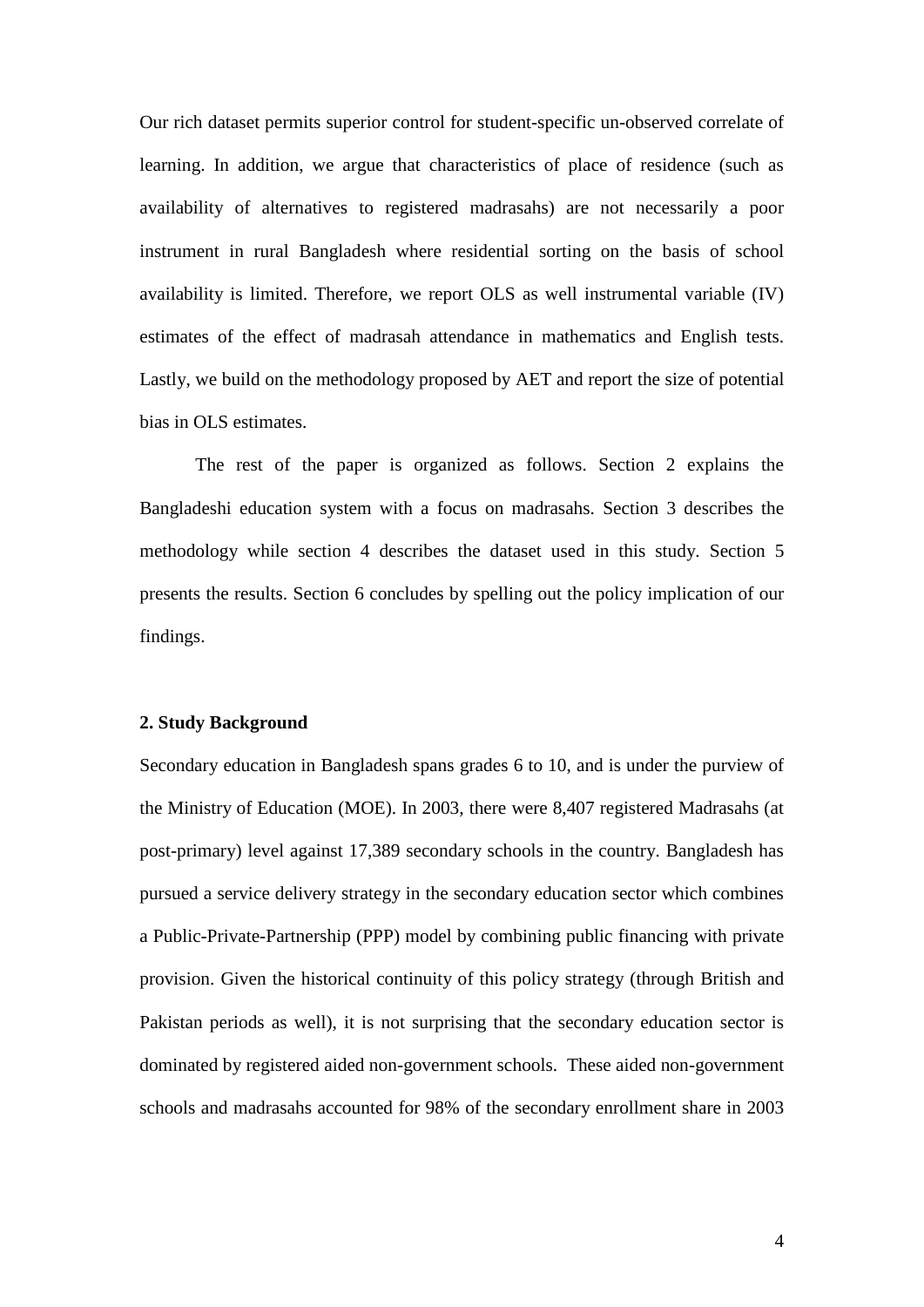Our rich dataset permits superior control for student-specific un-observed correlate of learning. In addition, we argue that characteristics of place of residence (such as availability of alternatives to registered madrasahs) are not necessarily a poor instrument in rural Bangladesh where residential sorting on the basis of school availability is limited. Therefore, we report OLS as well instrumental variable (IV) estimates of the effect of madrasah attendance in mathematics and English tests. Lastly, we build on the methodology proposed by AET and report the size of potential bias in OLS estimates.

The rest of the paper is organized as follows. Section 2 explains the Bangladeshi education system with a focus on madrasahs. Section 3 describes the methodology while section 4 describes the dataset used in this study. Section 5 presents the results. Section 6 concludes by spelling out the policy implication of our findings.

## 2. Study Background

Secondary education in Bangladesh spans grades 6 to 10, and is under the purview of the Ministry of Education (MOE). In 2003, there were 8,407 registered Madrasahs (at post-primary) level against 17,389 secondary schools in the country. Bangladesh has pursued a service delivery strategy in the secondary education sector which combines a Public-Private-Partnership (PPP) model by combining public financing with private provision. Given the historical continuity of this policy strategy (through British and Pakistan periods as well), it is not surprising that the secondary education sector is dominated by registered aided non-government schools. These aided non-government schools and madrasahs accounted for 98% of the secondary enrollment share in 2003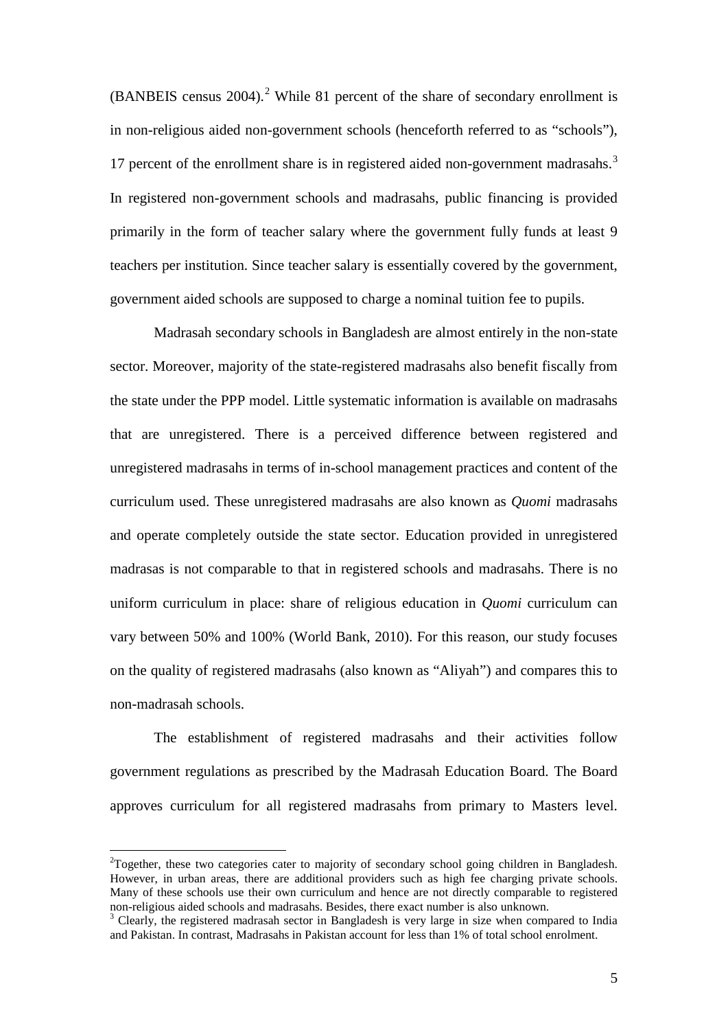(BANBEIS census 2004).[2] While 81 percent of the share of secondary enrollment is in non-religious aided non-government schools (henceforth referred to as "schools"), 17 percent of the enrollment share is in registered aided non-government madrasahs.[3] In registered non-government schools and madrasahs, public financing is provided primarily in the form of teacher salary where the government fully funds at least 9 teachers per institution. Since teacher salary is essentially covered by the government, government aided schools are supposed to charge a nominal tuition fee to pupils.

Madrasah secondary schools in Bangladesh are almost entirely in the non-state sector. Moreover, majority of the state-registered madrasahs also benefit fiscally from the state under the PPP model. Little systematic information is available on madrasahs that are unregistered. There is a perceived difference between registered and unregistered madrasahs in terms of in-school management practices and content of the curriculum used. These unregistered madrasahs are also known as *Quomi* madrasahs and operate completely outside the state sector. Education provided in unregistered madrasas is not comparable to that in registered schools and madrasahs. There is no uniform curriculum in place: share of religious education in *Quomi* curriculum can vary between 50% and 100% (World Bank, 2010). For this reason, our study focuses on the quality of registered madrasahs (also known as "Aliyah") and compares this to non-madrasah schools.

The establishment of registered madrasahs and their activities follow government regulations as prescribed by the Madrasah Education Board. The Board approves curriculum for all registered madrasahs from primary to Masters level.

---

[2] Together, these two categories cater to majority of secondary school going children in Bangladesh. However, in urban areas, there are additional providers such as high fee charging private schools. Many of these schools use their own curriculum and hence are not directly comparable to registered non-religious aided schools and madrasahs. Besides, there exact number is also unknown.

[3] Clearly, the registered madrasah sector in Bangladesh is very large in size when compared to India and Pakistan. In contrast, Madrasahs in Pakistan account for less than 1% of total school enrolment.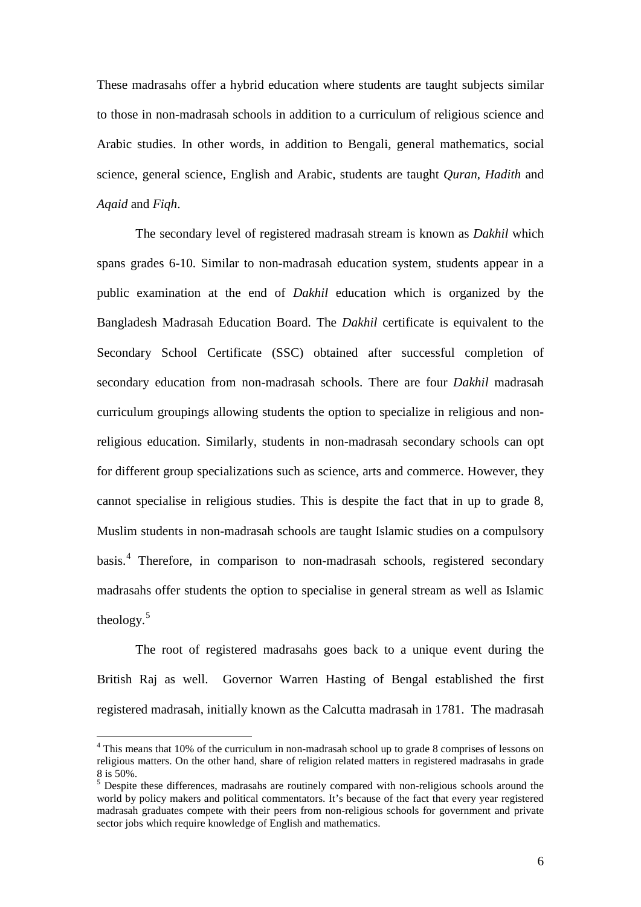These madrasahs offer a hybrid education where students are taught subjects similar to those in non-madrasah schools in addition to a curriculum of religious science and Arabic studies. In other words, in addition to Bengali, general mathematics, social science, general science, English and Arabic, students are taught *Quran*, *Hadith* and *Aqaid* and *Fiqh*.

The secondary level of registered madrasah stream is known as *Dakhil* which spans grades 6-10. Similar to non-madrasah education system, students appear in a public examination at the end of *Dakhil* education which is organized by the Bangladesh Madrasah Education Board. The *Dakhil* certificate is equivalent to the Secondary School Certificate (SSC) obtained after successful completion of secondary education from non-madrasah schools. There are four *Dakhil* madrasah curriculum groupings allowing students the option to specialize in religious and non-religious education. Similarly, students in non-madrasah secondary schools can opt for different group specializations such as science, arts and commerce. However, they cannot specialise in religious studies. This is despite the fact that in up to grade 8, Muslim students in non-madrasah schools are taught Islamic studies on a compulsory basis.[4] Therefore, in comparison to non-madrasah schools, registered secondary madrasahs offer students the option to specialise in general stream as well as Islamic theology.[5]

The root of registered madrasahs goes back to a unique event during the British Raj as well. Governor Warren Hasting of Bengal established the first registered madrasah, initially known as the Calcutta madrasah in 1781. The madrasah

---

[4] This means that 10% of the curriculum in non-madrasah school up to grade 8 comprises of lessons on religious matters. On the other hand, share of religion related matters in registered madrasahs in grade 8 is 50%.

[5] Despite these differences, madrasahs are routinely compared with non-religious schools around the world by policy makers and political commentators. It's because of the fact that every year registered madrasah graduates compete with their peers from non-religious schools for government and private sector jobs which require knowledge of English and mathematics.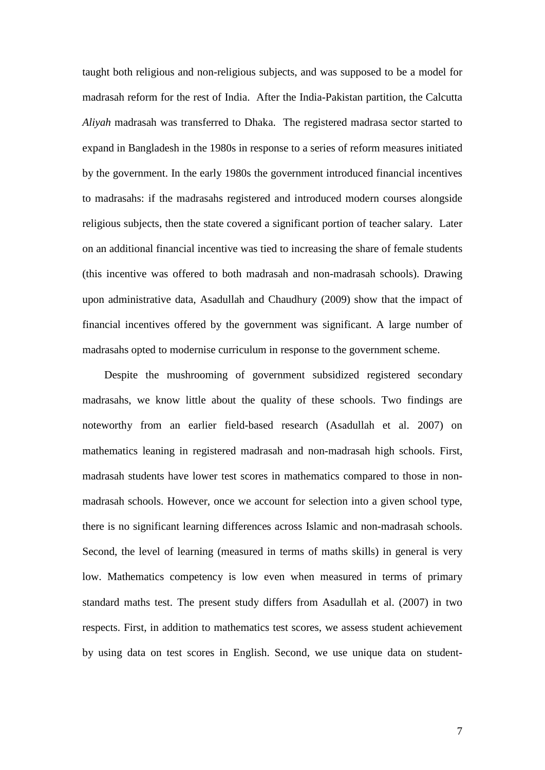taught both religious and non-religious subjects, and was supposed to be a model for madrasah reform for the rest of India. After the India-Pakistan partition, the Calcutta *Aliyah* madrasah was transferred to Dhaka. The registered madrasa sector started to expand in Bangladesh in the 1980s in response to a series of reform measures initiated by the government. In the early 1980s the government introduced financial incentives to madrasahs: if the madrasahs registered and introduced modern courses alongside religious subjects, then the state covered a significant portion of teacher salary. Later on an additional financial incentive was tied to increasing the share of female students (this incentive was offered to both madrasah and non-madrasah schools). Drawing upon administrative data, Asadullah and Chaudhury (2009) show that the impact of financial incentives offered by the government was significant. A large number of madrasahs opted to modernise curriculum in response to the government scheme.

Despite the mushrooming of government subsidized registered secondary madrasahs, we know little about the quality of these schools. Two findings are noteworthy from an earlier field-based research (Asadullah et al. 2007) on mathematics leaning in registered madrasah and non-madrasah high schools. First, madrasah students have lower test scores in mathematics compared to those in non-madrasah schools. However, once we account for selection into a given school type, there is no significant learning differences across Islamic and non-madrasah schools. Second, the level of learning (measured in terms of maths skills) in general is very low. Mathematics competency is low even when measured in terms of primary standard maths test. The present study differs from Asadullah et al. (2007) in two respects. First, in addition to mathematics test scores, we assess student achievement by using data on test scores in English. Second, we use unique data on student-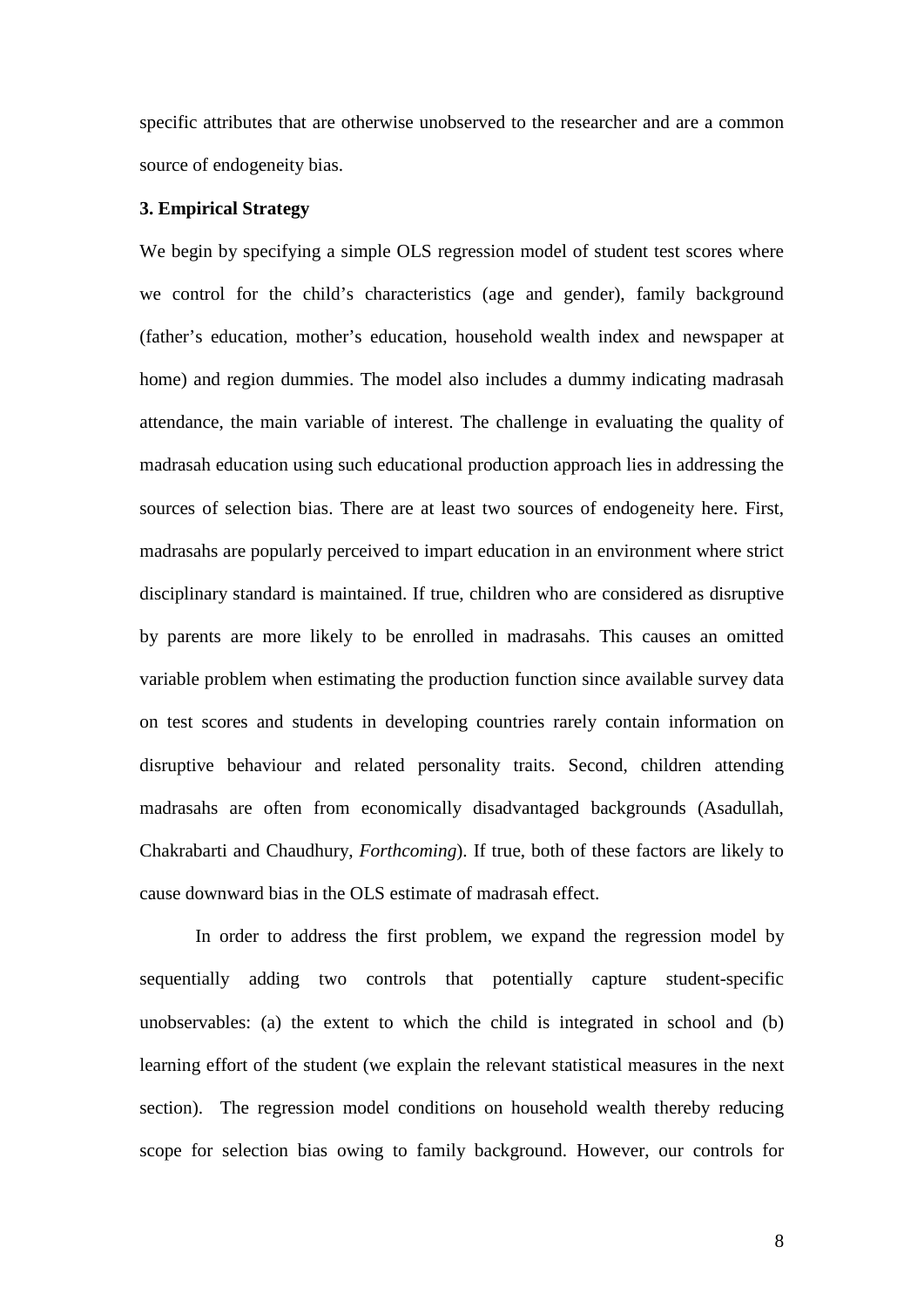specific attributes that are otherwise unobserved to the researcher and are a common source of endogeneity bias.

**3. Empirical Strategy**

We begin by specifying a simple OLS regression model of student test scores where we control for the child's characteristics (age and gender), family background (father's education, mother's education, household wealth index and newspaper at home) and region dummies. The model also includes a dummy indicating madrasah attendance, the main variable of interest. The challenge in evaluating the quality of madrasah education using such educational production approach lies in addressing the sources of selection bias. There are at least two sources of endogeneity here. First, madrasahs are popularly perceived to impart education in an environment where strict disciplinary standard is maintained. If true, children who are considered as disruptive by parents are more likely to be enrolled in madrasahs. This causes an omitted variable problem when estimating the production function since available survey data on test scores and students in developing countries rarely contain information on disruptive behaviour and related personality traits. Second, children attending madrasahs are often from economically disadvantaged backgrounds (Asadullah, Chakrabarti and Chaudhury, *Forthcoming*). If true, both of these factors are likely to cause downward bias in the OLS estimate of madrasah effect.

In order to address the first problem, we expand the regression model by sequentially adding two controls that potentially capture student-specific unobservables: (a) the extent to which the child is integrated in school and (b) learning effort of the student (we explain the relevant statistical measures in the next section). The regression model conditions on household wealth thereby reducing scope for selection bias owing to family background. However, our controls for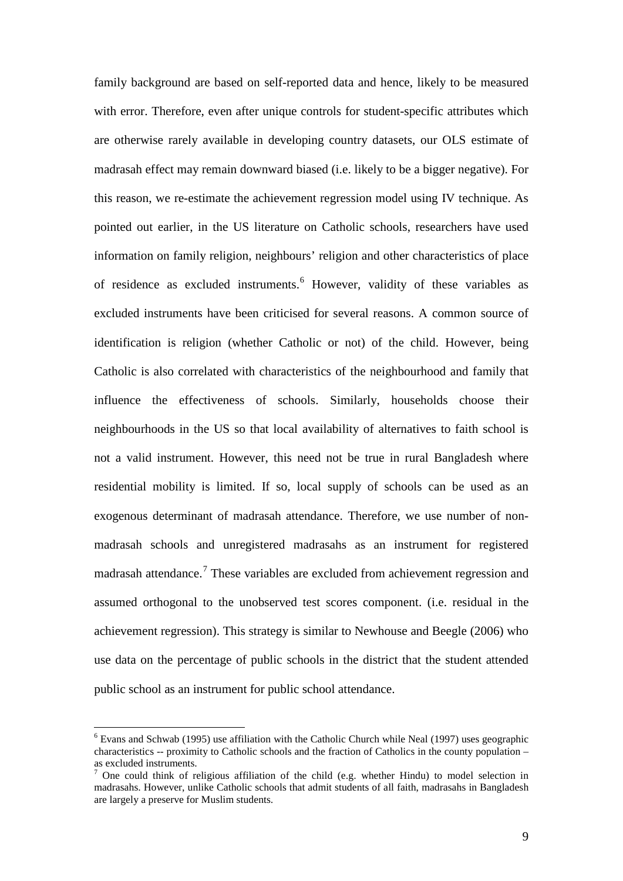family background are based on self-reported data and hence, likely to be measured with error. Therefore, even after unique controls for student-specific attributes which are otherwise rarely available in developing country datasets, our OLS estimate of madrasah effect may remain downward biased (i.e. likely to be a bigger negative). For this reason, we re-estimate the achievement regression model using IV technique. As pointed out earlier, in the US literature on Catholic schools, researchers have used information on family religion, neighbours' religion and other characteristics of place of residence as excluded instruments.[6] However, validity of these variables as excluded instruments have been criticised for several reasons. A common source of identification is religion (whether Catholic or not) of the child. However, being Catholic is also correlated with characteristics of the neighbourhood and family that influence the effectiveness of schools. Similarly, households choose their neighbourhoods in the US so that local availability of alternatives to faith school is not a valid instrument. However, this need not be true in rural Bangladesh where residential mobility is limited. If so, local supply of schools can be used as an exogenous determinant of madrasah attendance. Therefore, we use number of non-madrasah schools and unregistered madrasahs as an instrument for registered madrasah attendance.[7] These variables are excluded from achievement regression and assumed orthogonal to the unobserved test scores component. (i.e. residual in the achievement regression). This strategy is similar to Newhouse and Beegle (2006) who use data on the percentage of public schools in the district that the student attended public school as an instrument for public school attendance.

---

[6] Evans and Schwab (1995) use affiliation with the Catholic Church while Neal (1997) uses geographic characteristics -- proximity to Catholic schools and the fraction of Catholics in the county population – as excluded instruments.

[7] One could think of religious affiliation of the child (e.g. whether Hindu) to model selection in madrasahs. However, unlike Catholic schools that admit students of all faith, madrasahs in Bangladesh are largely a preserve for Muslim students.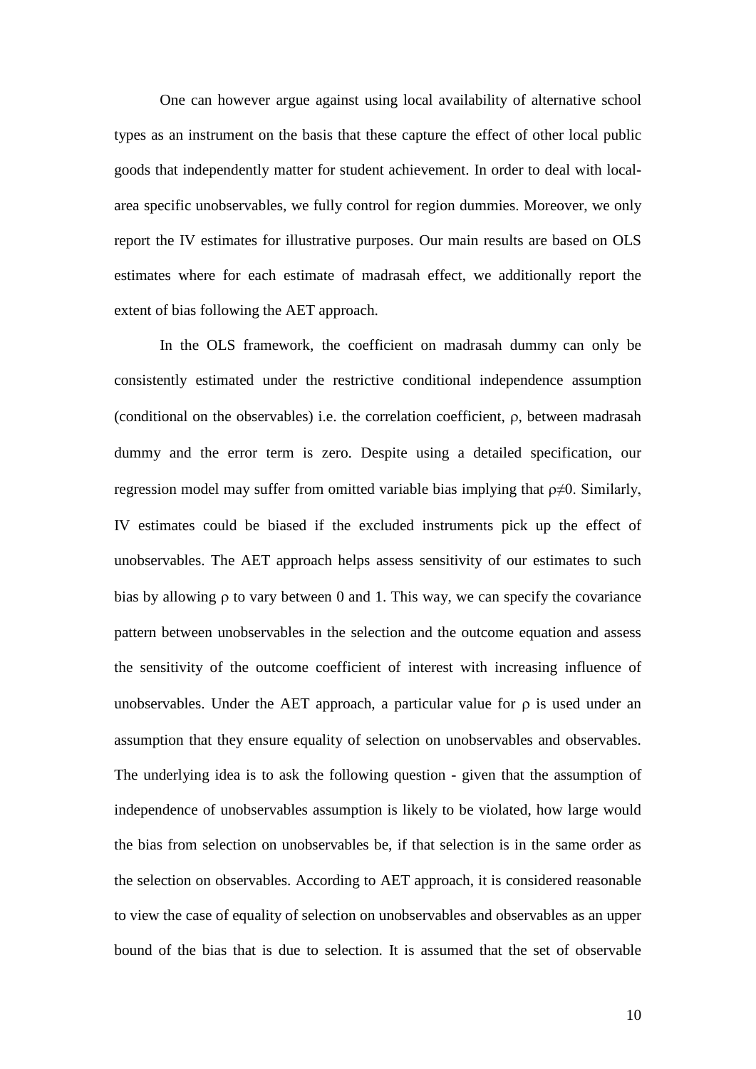One can however argue against using local availability of alternative school types as an instrument on the basis that these capture the effect of other local public goods that independently matter for student achievement. In order to deal with local-area specific unobservables, we fully control for region dummies. Moreover, we only report the IV estimates for illustrative purposes. Our main results are based on OLS estimates where for each estimate of madrasah effect, we additionally report the extent of bias following the AET approach.

In the OLS framework, the coefficient on madrasah dummy can only be consistently estimated under the restrictive conditional independence assumption (conditional on the observables) i.e. the correlation coefficient, $\rho$, between madrasah dummy and the error term is zero. Despite using a detailed specification, our regression model may suffer from omitted variable bias implying that $\rho \neq 0$. Similarly, IV estimates could be biased if the excluded instruments pick up the effect of unobservables. The AET approach helps assess sensitivity of our estimates to such bias by allowing $\rho$ to vary between 0 and 1. This way, we can specify the covariance pattern between unobservables in the selection and the outcome equation and assess the sensitivity of the outcome coefficient of interest with increasing influence of unobservables. Under the AET approach, a particular value for $\rho$ is used under an assumption that they ensure equality of selection on unobservables and observables. The underlying idea is to ask the following question - given that the assumption of independence of unobservables assumption is likely to be violated, how large would the bias from selection on unobservables be, if that selection is in the same order as the selection on observables. According to AET approach, it is considered reasonable to view the case of equality of selection on unobservables and observables as an upper bound of the bias that is due to selection. It is assumed that the set of observable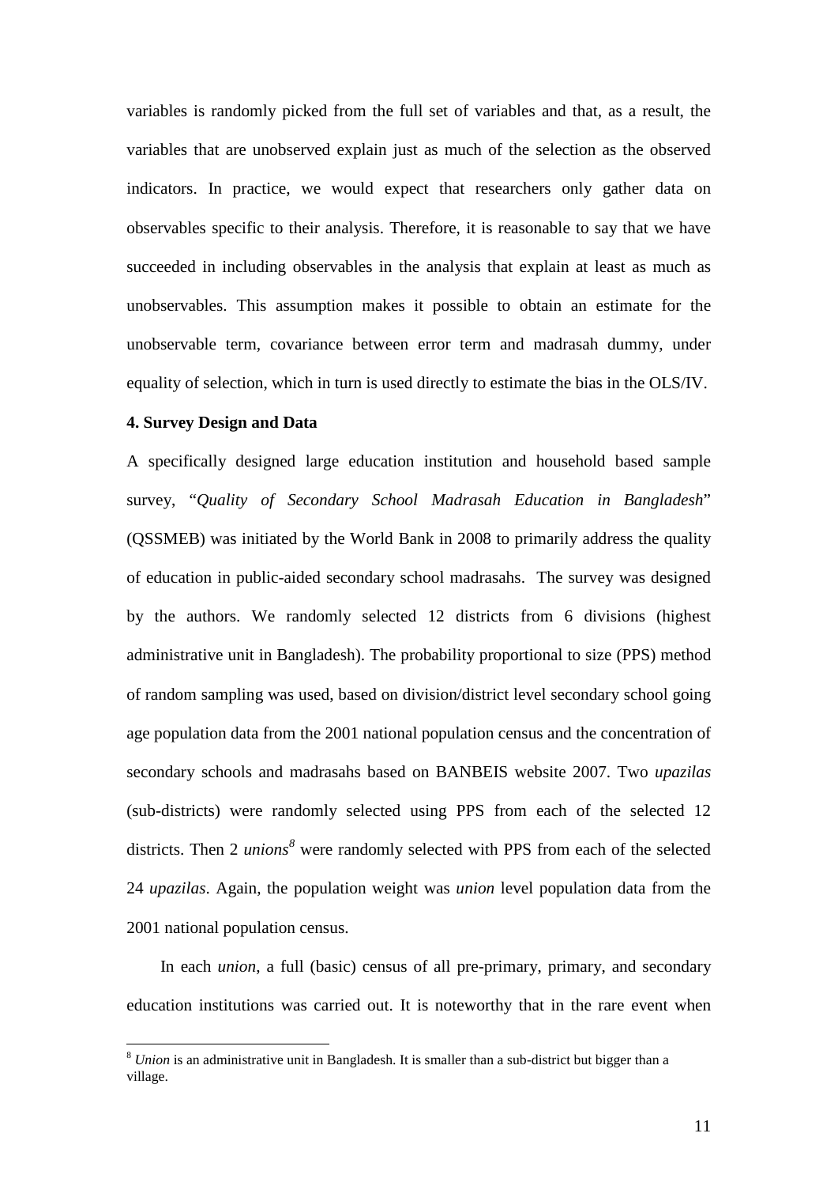variables is randomly picked from the full set of variables and that, as a result, the variables that are unobserved explain just as much of the selection as the observed indicators. In practice, we would expect that researchers only gather data on observables specific to their analysis. Therefore, it is reasonable to say that we have succeeded in including observables in the analysis that explain at least as much as unobservables. This assumption makes it possible to obtain an estimate for the unobservable term, covariance between error term and madrasah dummy, under equality of selection, which in turn is used directly to estimate the bias in the OLS/IV.

**4. Survey Design and Data**

A specifically designed large education institution and household based sample survey, "*Quality of Secondary School Madrasah Education in Bangladesh*" (QSSMEB) was initiated by the World Bank in 2008 to primarily address the quality of education in public-aided secondary school madrasahs. The survey was designed by the authors. We randomly selected 12 districts from 6 divisions (highest administrative unit in Bangladesh). The probability proportional to size (PPS) method of random sampling was used, based on division/district level secondary school going age population data from the 2001 national population census and the concentration of secondary schools and madrasahs based on BANBEIS website 2007. Two *upazilas* (sub-districts) were randomly selected using PPS from each of the selected 12 districts. Then 2 *unions*[8] were randomly selected with PPS from each of the selected 24 *upazilas*. Again, the population weight was *union* level population data from the 2001 national population census.

In each *union*, a full (basic) census of all pre-primary, primary, and secondary education institutions was carried out. It is noteworthy that in the rare event when

[8] *Union* is an administrative unit in Bangladesh. It is smaller than a sub-district but bigger than a village.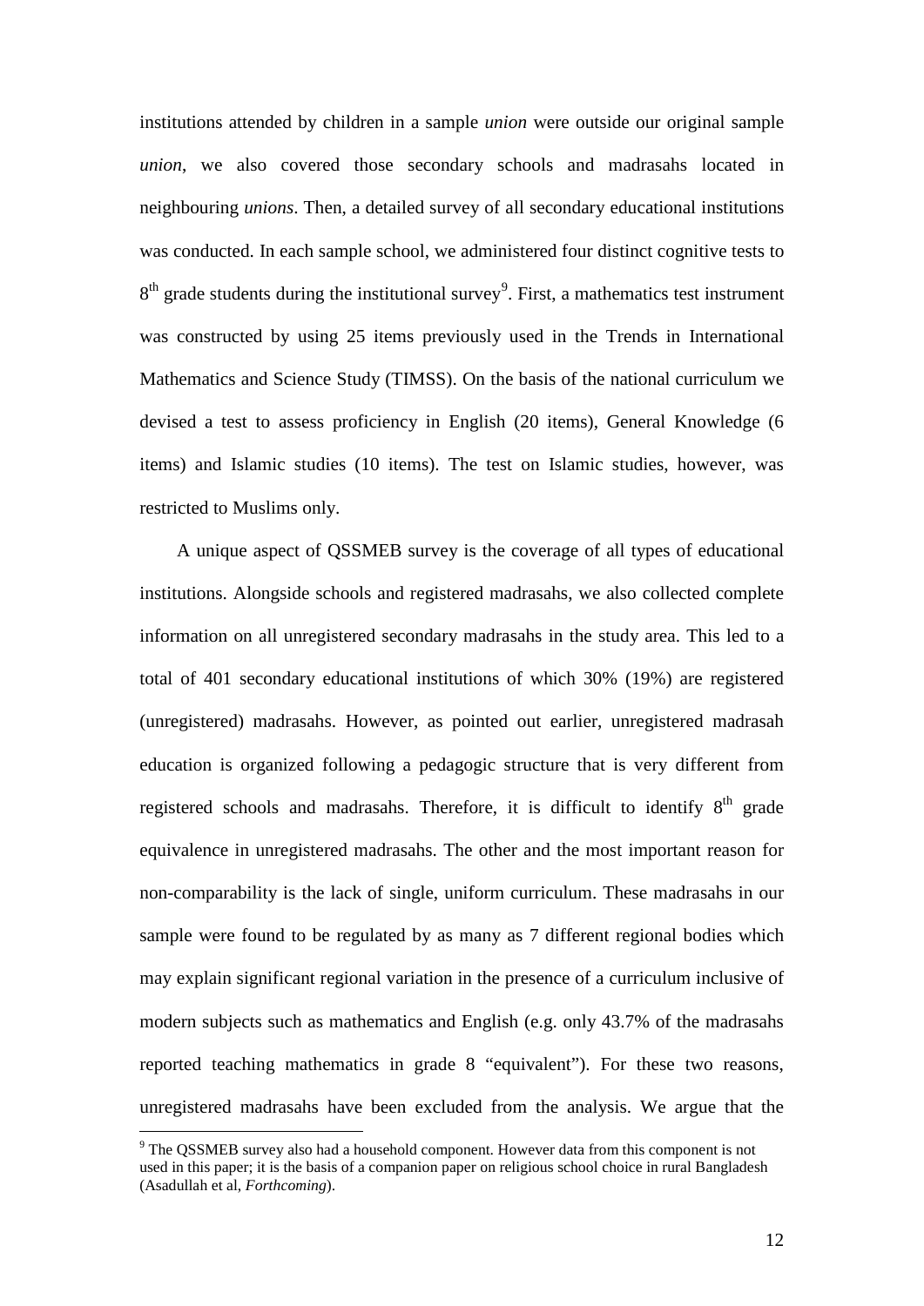institutions attended by children in a sample *union* were outside our original sample *union*, we also covered those secondary schools and madrasahs located in neighbouring *unions*. Then, a detailed survey of all secondary educational institutions was conducted. In each sample school, we administered four distinct cognitive tests to 8th grade students during the institutional survey[9]. First, a mathematics test instrument was constructed by using 25 items previously used in the Trends in International Mathematics and Science Study (TIMSS). On the basis of the national curriculum we devised a test to assess proficiency in English (20 items), General Knowledge (6 items) and Islamic studies (10 items). The test on Islamic studies, however, was restricted to Muslims only.

A unique aspect of QSSMEB survey is the coverage of all types of educational institutions. Alongside schools and registered madrasahs, we also collected complete information on all unregistered secondary madrasahs in the study area. This led to a total of 401 secondary educational institutions of which 30% (19%) are registered (unregistered) madrasahs. However, as pointed out earlier, unregistered madrasah education is organized following a pedagogic structure that is very different from registered schools and madrasahs. Therefore, it is difficult to identify 8th grade equivalence in unregistered madrasahs. The other and the most important reason for non-comparability is the lack of single, uniform curriculum. These madrasahs in our sample were found to be regulated by as many as 7 different regional bodies which may explain significant regional variation in the presence of a curriculum inclusive of modern subjects such as mathematics and English (e.g. only 43.7% of the madrasahs reported teaching mathematics in grade 8 "equivalent"). For these two reasons, unregistered madrasahs have been excluded from the analysis. We argue that the

[9] The QSSMEB survey also had a household component. However data from this component is not used in this paper; it is the basis of a companion paper on religious school choice in rural Bangladesh (Asadullah et al, *Forthcoming*).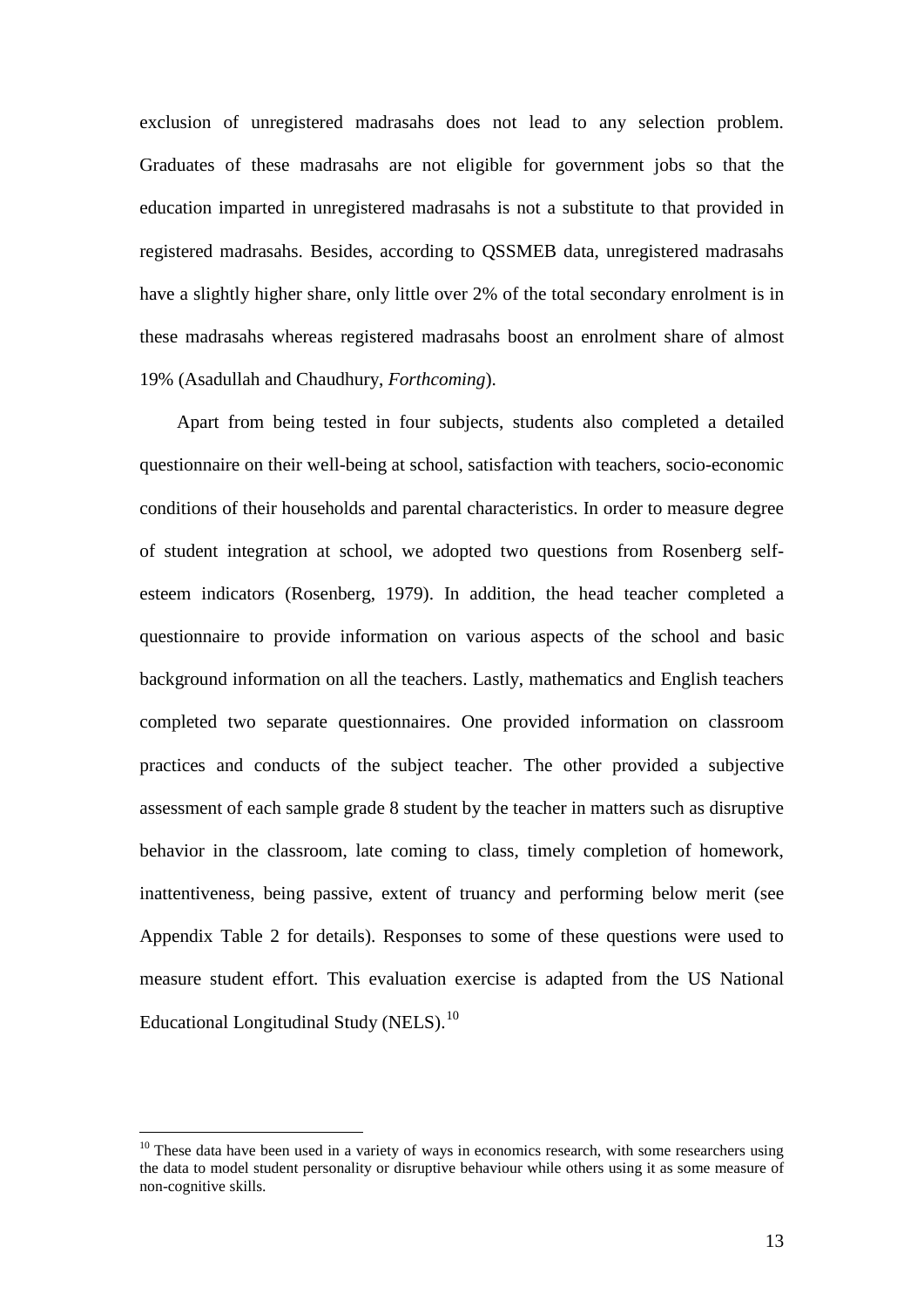exclusion of unregistered madrasahs does not lead to any selection problem. Graduates of these madrasahs are not eligible for government jobs so that the education imparted in unregistered madrasahs is not a substitute to that provided in registered madrasahs. Besides, according to QSSMEB data, unregistered madrasahs have a slightly higher share, only little over 2% of the total secondary enrolment is in these madrasahs whereas registered madrasahs boost an enrolment share of almost 19% (Asadullah and Chaudhury, *Forthcoming*).

Apart from being tested in four subjects, students also completed a detailed questionnaire on their well-being at school, satisfaction with teachers, socio-economic conditions of their households and parental characteristics. In order to measure degree of student integration at school, we adopted two questions from Rosenberg self-esteem indicators (Rosenberg, 1979). In addition, the head teacher completed a questionnaire to provide information on various aspects of the school and basic background information on all the teachers. Lastly, mathematics and English teachers completed two separate questionnaires. One provided information on classroom practices and conducts of the subject teacher. The other provided a subjective assessment of each sample grade 8 student by the teacher in matters such as disruptive behavior in the classroom, late coming to class, timely completion of homework, inattentiveness, being passive, extent of truancy and performing below merit (see Appendix Table 2 for details). Responses to some of these questions were used to measure student effort. This evaluation exercise is adapted from the US National Educational Longitudinal Study (NELS).[10]

---

[10] These data have been used in a variety of ways in economics research, with some researchers using the data to model student personality or disruptive behaviour while others using it as some measure of non-cognitive skills.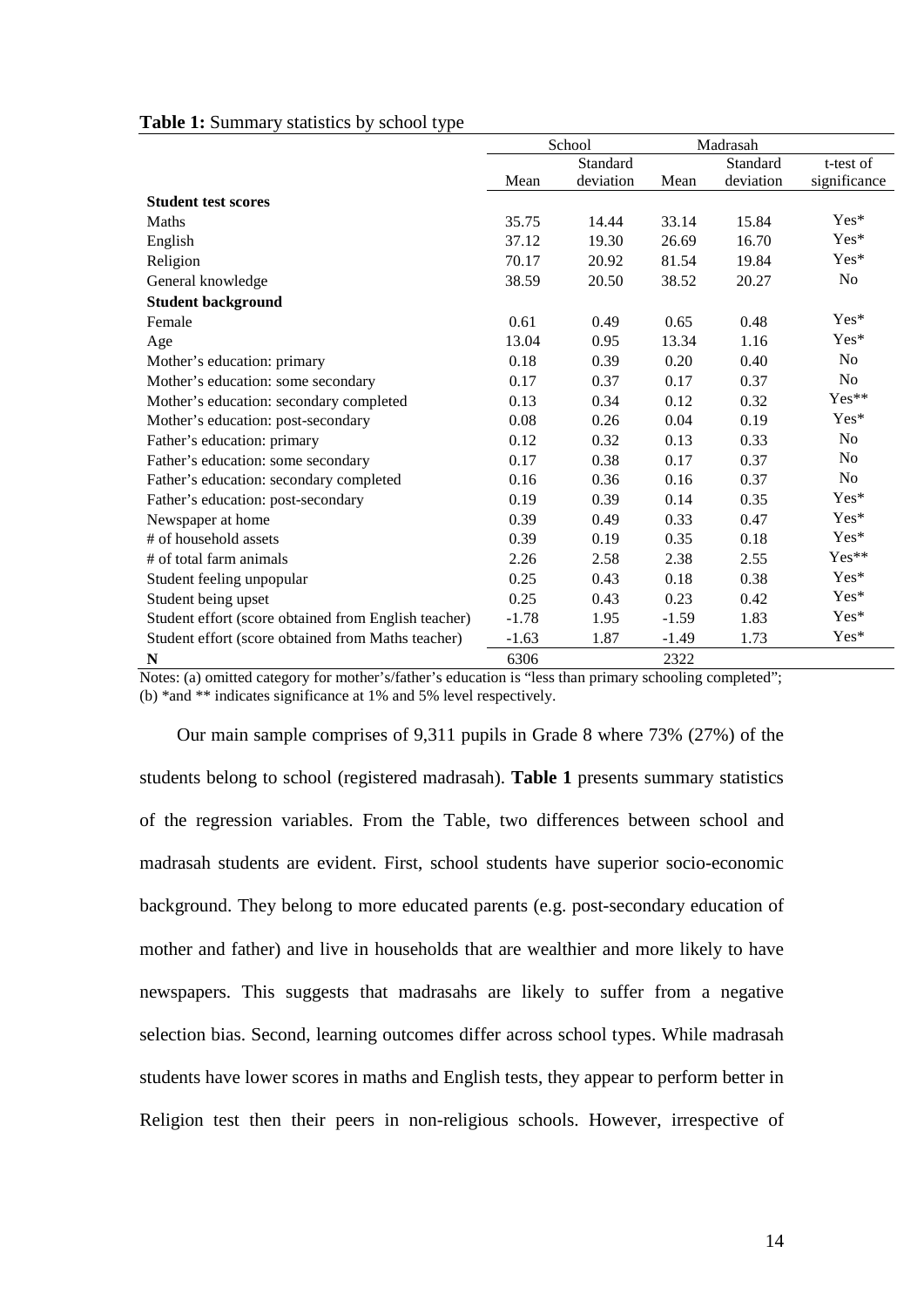**Table 1:** Summary statistics by school type

| | School | | Madrasah | | |
|---|---|---|---|---|---|
| | Mean | Standard deviation | Mean | Standard deviation | t-test of significance |
| **Student test scores** | | | | | |
| Maths | 35.75 | 14.44 | 33.14 | 15.84 | Yes* |
| English | 37.12 | 19.30 | 26.69 | 16.70 | Yes* |
| Religion | 70.17 | 20.92 | 81.54 | 19.84 | Yes* |
| General knowledge | 38.59 | 20.50 | 38.52 | 20.27 | No |
| **Student background** | | | | | |
| Female | 0.61 | 0.49 | 0.65 | 0.48 | Yes* |
| Age | 13.04 | 0.95 | 13.34 | 1.16 | Yes* |
| Mother's education: primary | 0.18 | 0.39 | 0.20 | 0.40 | No |
| Mother's education: some secondary | 0.17 | 0.37 | 0.17 | 0.37 | No |
| Mother's education: secondary completed | 0.13 | 0.34 | 0.12 | 0.32 | Yes** |
| Mother's education: post-secondary | 0.08 | 0.26 | 0.04 | 0.19 | Yes* |
| Father's education: primary | 0.12 | 0.32 | 0.13 | 0.33 | No |
| Father's education: some secondary | 0.17 | 0.38 | 0.17 | 0.37 | No |
| Father's education: secondary completed | 0.16 | 0.36 | 0.16 | 0.37 | No |
| Father's education: post-secondary | 0.19 | 0.39 | 0.14 | 0.35 | Yes* |
| Newspaper at home | 0.39 | 0.49 | 0.33 | 0.47 | Yes* |
| # of household assets | 0.39 | 0.19 | 0.35 | 0.18 | Yes* |
| # of total farm animals | 2.26 | 2.58 | 2.38 | 2.55 | Yes** |
| Student feeling unpopular | 0.25 | 0.43 | 0.18 | 0.38 | Yes* |
| Student being upset | 0.25 | 0.43 | 0.23 | 0.42 | Yes* |
| Student effort (score obtained from English teacher) | -1.78 | 1.95 | -1.59 | 1.83 | Yes* |
| Student effort (score obtained from Maths teacher) | -1.63 | 1.87 | -1.49 | 1.73 | Yes* |
| **N** | 6306 | | 2322 | | |

Notes: (a) omitted category for mother's/father's education is "less than primary schooling completed"; (b) *and ** indicates significance at 1% and 5% level respectively.

Our main sample comprises of 9,311 pupils in Grade 8 where 73% (27%) of the students belong to school (registered madrasah). **Table 1** presents summary statistics of the regression variables. From the Table, two differences between school and madrasah students are evident. First, school students have superior socio-economic background. They belong to more educated parents (e.g. post-secondary education of mother and father) and live in households that are wealthier and more likely to have newspapers. This suggests that madrasahs are likely to suffer from a negative selection bias. Second, learning outcomes differ across school types. While madrasah students have lower scores in maths and English tests, they appear to perform better in Religion test then their peers in non-religious schools. However, irrespective of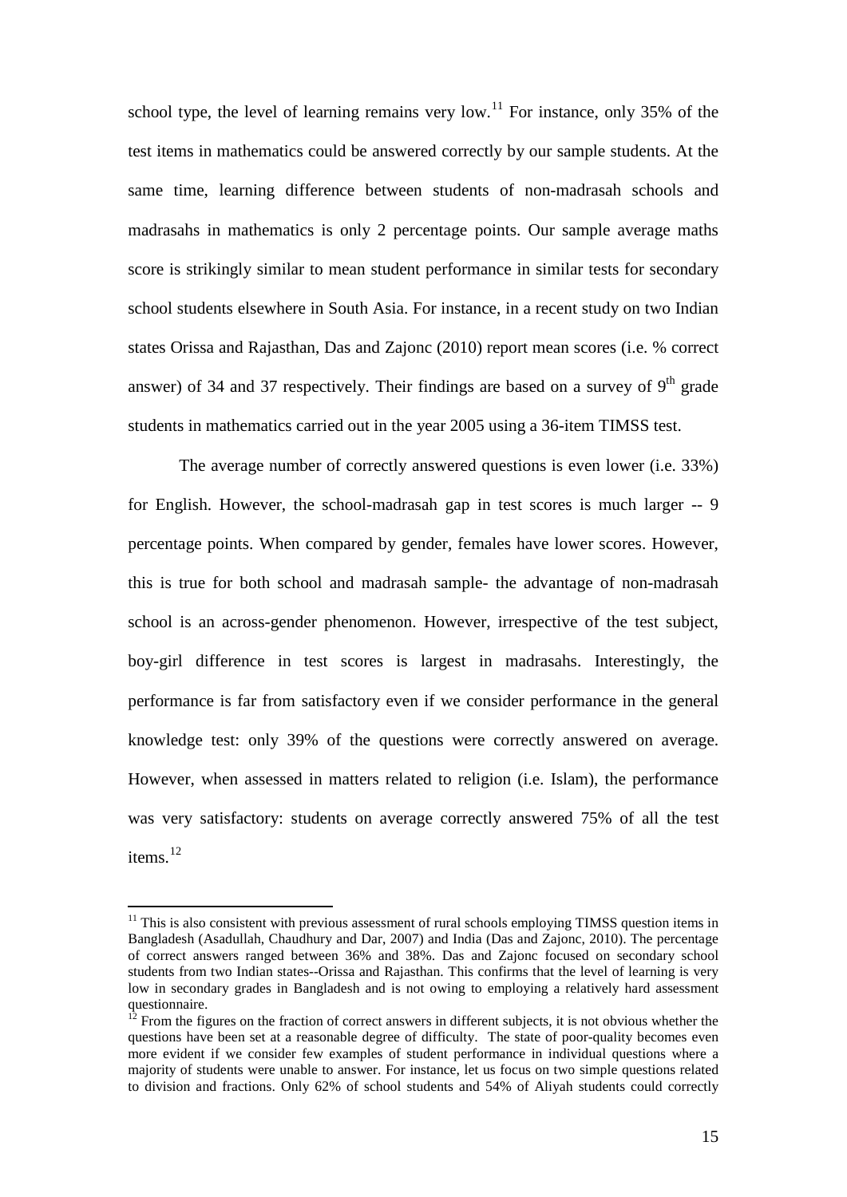school type, the level of learning remains very low.[11] For instance, only 35% of the test items in mathematics could be answered correctly by our sample students. At the same time, learning difference between students of non-madrasah schools and madrasahs in mathematics is only 2 percentage points. Our sample average maths score is strikingly similar to mean student performance in similar tests for secondary school students elsewhere in South Asia. For instance, in a recent study on two Indian states Orissa and Rajasthan, Das and Zajonc (2010) report mean scores (i.e. % correct answer) of 34 and 37 respectively. Their findings are based on a survey of 9th grade students in mathematics carried out in the year 2005 using a 36-item TIMSS test.

The average number of correctly answered questions is even lower (i.e. 33%) for English. However, the school-madrasah gap in test scores is much larger -- 9 percentage points. When compared by gender, females have lower scores. However, this is true for both school and madrasah sample- the advantage of non-madrasah school is an across-gender phenomenon. However, irrespective of the test subject, boy-girl difference in test scores is largest in madrasahs. Interestingly, the performance is far from satisfactory even if we consider performance in the general knowledge test: only 39% of the questions were correctly answered on average. However, when assessed in matters related to religion (i.e. Islam), the performance was very satisfactory: students on average correctly answered 75% of all the test items.[12]

---

[11] This is also consistent with previous assessment of rural schools employing TIMSS question items in Bangladesh (Asadullah, Chaudhury and Dar, 2007) and India (Das and Zajonc, 2010). The percentage of correct answers ranged between 36% and 38%. Das and Zajonc focused on secondary school students from two Indian states--Orissa and Rajasthan. This confirms that the level of learning is very low in secondary grades in Bangladesh and is not owing to employing a relatively hard assessment questionnaire.

[12] From the figures on the fraction of correct answers in different subjects, it is not obvious whether the questions have been set at a reasonable degree of difficulty. The state of poor-quality becomes even more evident if we consider few examples of student performance in individual questions where a majority of students were unable to answer. For instance, let us focus on two simple questions related to division and fractions. Only 62% of school students and 54% of Aliyah students could correctly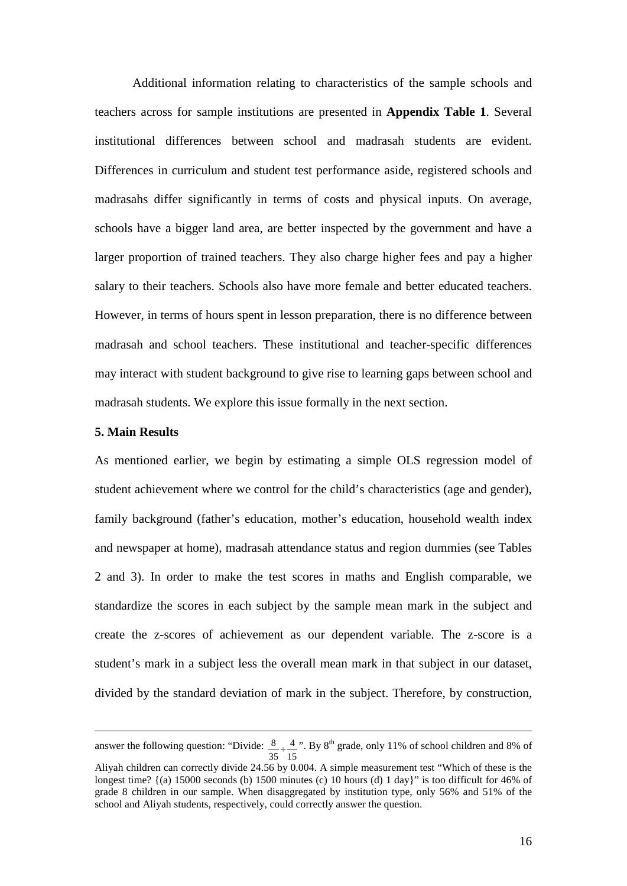Additional information relating to characteristics of the sample schools and teachers across for sample institutions are presented in **Appendix Table 1**. Several institutional differences between school and madrasah students are evident. Differences in curriculum and student test performance aside, registered schools and madrasahs differ significantly in terms of costs and physical inputs. On average, schools have a bigger land area, are better inspected by the government and have a larger proportion of trained teachers. They also charge higher fees and pay a higher salary to their teachers. Schools also have more female and better educated teachers. However, in terms of hours spent in lesson preparation, there is no difference between madrasah and school teachers. These institutional and teacher-specific differences may interact with student background to give rise to learning gaps between school and madrasah students. We explore this issue formally in the next section.

**5. Main Results**

As mentioned earlier, we begin by estimating a simple OLS regression model of student achievement where we control for the child's characteristics (age and gender), family background (father's education, mother's education, household wealth index and newspaper at home), madrasah attendance status and region dummies (see Tables 2 and 3). In order to make the test scores in maths and English comparable, we standardize the scores in each subject by the sample mean mark in the subject and create the z-scores of achievement as our dependent variable. The z-score is a student's mark in a subject less the overall mean mark in that subject in our dataset, divided by the standard deviation of mark in the subject. Therefore, by construction,

---

answer the following question: "Divide: $\frac{8}{35} \div \frac{4}{15}$". By 8th grade, only 11% of school children and 8% of Aliyah children can correctly divide 24.56 by 0.004. A simple measurement test "Which of these is the longest time? {(a) 15000 seconds (b) 1500 minutes (c) 10 hours (d) 1 day}" is too difficult for 46% of grade 8 children in our sample. When disaggregated by institution type, only 56% and 51% of the school and Aliyah students, respectively, could correctly answer the question.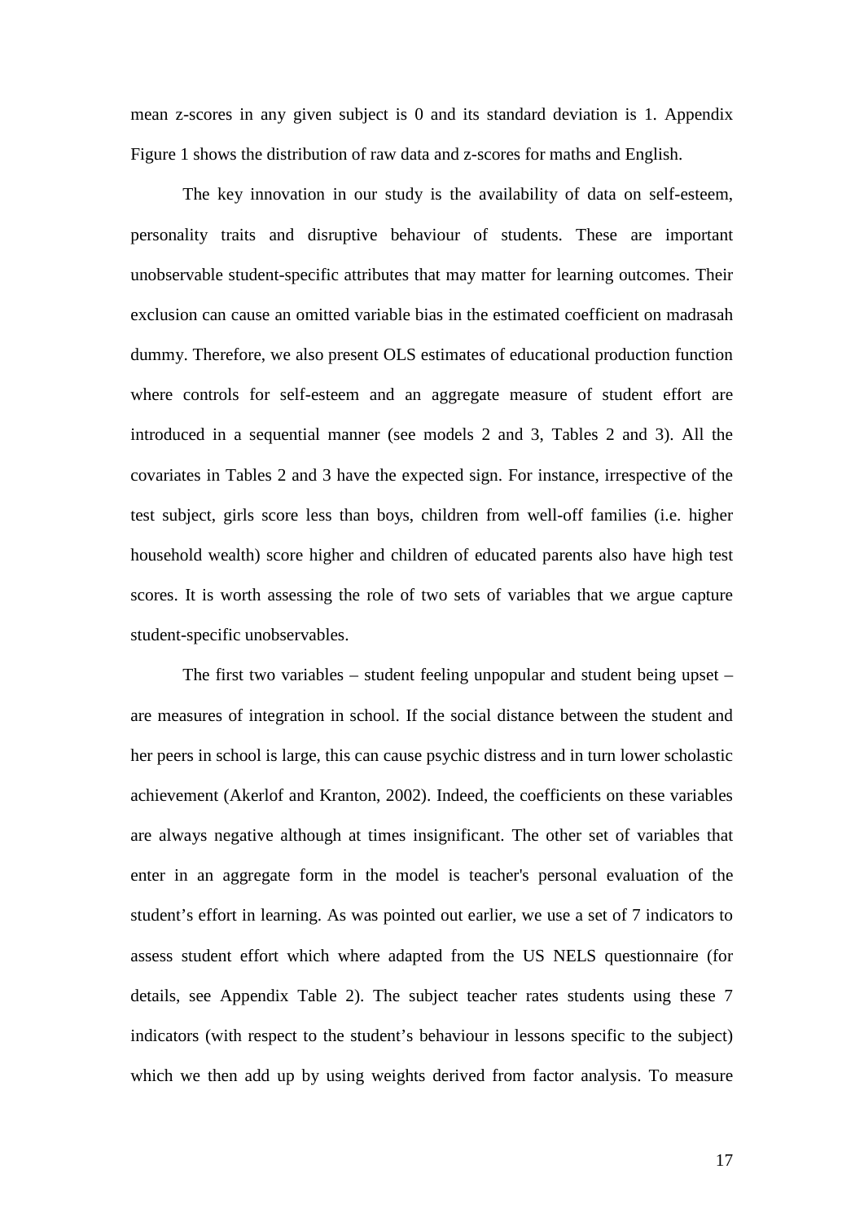mean z-scores in any given subject is 0 and its standard deviation is 1. Appendix Figure 1 shows the distribution of raw data and z-scores for maths and English.

The key innovation in our study is the availability of data on self-esteem, personality traits and disruptive behaviour of students. These are important unobservable student-specific attributes that may matter for learning outcomes. Their exclusion can cause an omitted variable bias in the estimated coefficient on madrasah dummy. Therefore, we also present OLS estimates of educational production function where controls for self-esteem and an aggregate measure of student effort are introduced in a sequential manner (see models 2 and 3, Tables 2 and 3). All the covariates in Tables 2 and 3 have the expected sign. For instance, irrespective of the test subject, girls score less than boys, children from well-off families (i.e. higher household wealth) score higher and children of educated parents also have high test scores. It is worth assessing the role of two sets of variables that we argue capture student-specific unobservables.

The first two variables – student feeling unpopular and student being upset – are measures of integration in school. If the social distance between the student and her peers in school is large, this can cause psychic distress and in turn lower scholastic achievement (Akerlof and Kranton, 2002). Indeed, the coefficients on these variables are always negative although at times insignificant. The other set of variables that enter in an aggregate form in the model is teacher's personal evaluation of the student's effort in learning. As was pointed out earlier, we use a set of 7 indicators to assess student effort which where adapted from the US NELS questionnaire (for details, see Appendix Table 2). The subject teacher rates students using these 7 indicators (with respect to the student's behaviour in lessons specific to the subject) which we then add up by using weights derived from factor analysis. To measure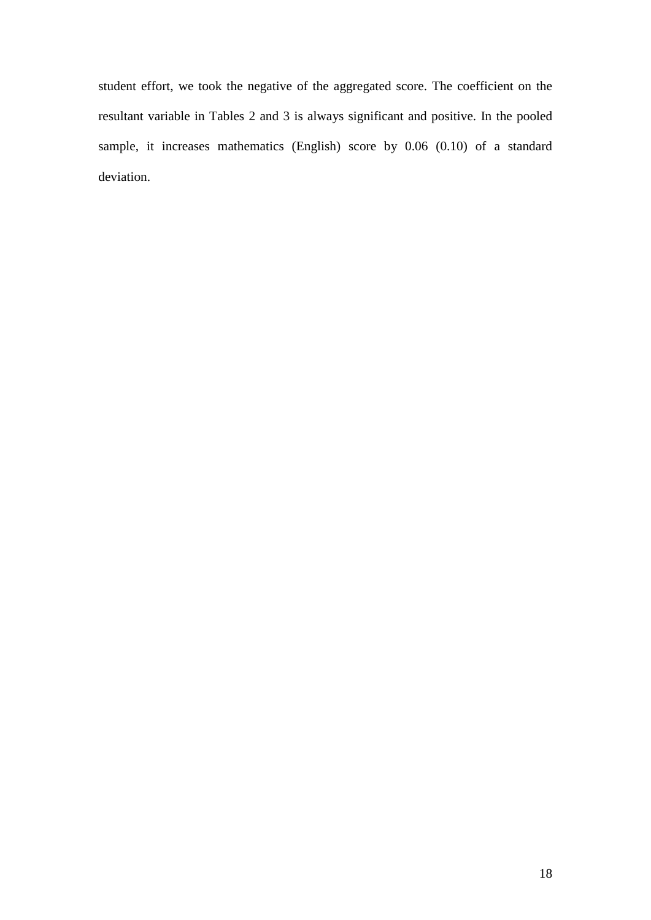student effort, we took the negative of the aggregated score. The coefficient on the resultant variable in Tables 2 and 3 is always significant and positive. In the pooled sample, it increases mathematics (English) score by 0.06 (0.10) of a standard deviation.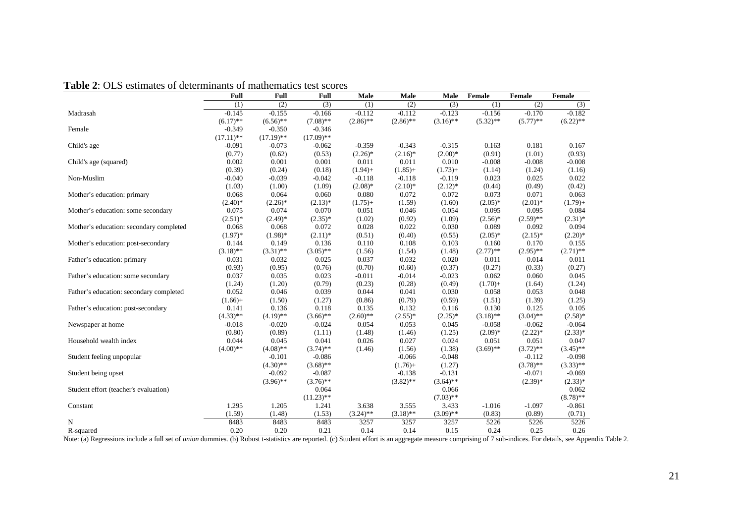**Table 2**: OLS estimates of determinants of mathematics test scores

| | Full | Full | Full | Male | Male | Male | Female | Female | Female |
|---|---|---|---|---|---|---|---|---|---|
| | (1) | (2) | (3) | (1) | (2) | (3) | (1) | (2) | (3) |
| Madrasah | -0.145 | -0.155 | -0.166 | -0.112 | -0.112 | -0.123 | -0.156 | -0.170 | -0.182 |
| | (6.17)** | (6.56)** | (7.08)** | (2.86)** | (2.86)** | (3.16)** | (5.32)** | (5.77)** | (6.22)** |
| Female | -0.349 | -0.350 | -0.346 | | | | | | |
| | (17.11)** | (17.19)** | (17.09)** | | | | | | |
| Child's age | -0.091 | -0.073 | -0.062 | -0.359 | -0.343 | -0.315 | 0.163 | 0.181 | 0.167 |
| | (0.77) | (0.62) | (0.53) | (2.26)* | (2.16)* | (2.00)* | (0.91) | (1.01) | (0.93) |
| Child's age (squared) | 0.002 | 0.001 | 0.001 | 0.011 | 0.011 | 0.010 | -0.008 | -0.008 | -0.008 |
| | (0.39) | (0.24) | (0.18) | (1.94)+ | (1.85)+ | (1.73)+ | (1.14) | (1.24) | (1.16) |
| Non-Muslim | -0.040 | -0.039 | -0.042 | -0.118 | -0.118 | -0.119 | 0.023 | 0.025 | 0.022 |
| | (1.03) | (1.00) | (1.09) | (2.08)* | (2.10)* | (2.12)* | (0.44) | (0.49) | (0.42) |
| Mother's education: primary | 0.068 | 0.064 | 0.060 | 0.080 | 0.072 | 0.072 | 0.073 | 0.071 | 0.063 |
| | (2.40)* | (2.26)* | (2.13)* | (1.75)+ | (1.59) | (1.60) | (2.05)* | (2.01)* | (1.79)+ |
| Mother's education: some secondary | 0.075 | 0.074 | 0.070 | 0.051 | 0.046 | 0.054 | 0.095 | 0.095 | 0.084 |
| | (2.51)* | (2.49)* | (2.35)* | (1.02) | (0.92) | (1.09) | (2.56)* | (2.59)** | (2.31)* |
| Mother's education: secondary completed | 0.068 | 0.068 | 0.072 | 0.028 | 0.022 | 0.030 | 0.089 | 0.092 | 0.094 |
| | (1.97)* | (1.98)* | (2.11)* | (0.51) | (0.40) | (0.55) | (2.05)* | (2.15)* | (2.20)* |
| Mother's education: post-secondary | 0.144 | 0.149 | 0.136 | 0.110 | 0.108 | 0.103 | 0.160 | 0.170 | 0.155 |
| | (3.18)** | (3.31)** | (3.05)** | (1.56) | (1.54) | (1.48) | (2.77)** | (2.95)** | (2.71)** |
| Father's education: primary | 0.031 | 0.032 | 0.025 | 0.037 | 0.032 | 0.020 | 0.011 | 0.014 | 0.011 |
| | (0.93) | (0.95) | (0.76) | (0.70) | (0.60) | (0.37) | (0.27) | (0.33) | (0.27) |
| Father's education: some secondary | 0.037 | 0.035 | 0.023 | -0.011 | -0.014 | -0.023 | 0.062 | 0.060 | 0.045 |
| | (1.24) | (1.20) | (0.79) | (0.23) | (0.28) | (0.49) | (1.70)+ | (1.64) | (1.24) |
| Father's education: secondary completed | 0.052 | 0.046 | 0.039 | 0.044 | 0.041 | 0.030 | 0.058 | 0.053 | 0.048 |
| | (1.66)+ | (1.50) | (1.27) | (0.86) | (0.79) | (0.59) | (1.51) | (1.39) | (1.25) |
| Father's education: post-secondary | 0.141 | 0.136 | 0.118 | 0.135 | 0.132 | 0.116 | 0.130 | 0.125 | 0.105 |
| | (4.33)** | (4.19)** | (3.66)** | (2.60)** | (2.55)* | (2.25)* | (3.18)** | (3.04)** | (2.58)* |
| Newspaper at home | -0.018 | -0.020 | -0.024 | 0.054 | 0.053 | 0.045 | -0.058 | -0.062 | -0.064 |
| | (0.80) | (0.89) | (1.11) | (1.48) | (1.46) | (1.25) | (2.09)* | (2.22)* | (2.33)* |
| Household wealth index | 0.044 | 0.045 | 0.041 | 0.026 | 0.027 | 0.024 | 0.051 | 0.051 | 0.047 |
| | (4.00)** | (4.08)** | (3.74)** | (1.46) | (1.56) | (1.38) | (3.69)** | (3.72)** | (3.45)** |
| Student feeling unpopular | | -0.101 | -0.086 | | -0.066 | -0.048 | | -0.112 | -0.098 |
| | | (4.30)** | (3.68)** | | (1.76)+ | (1.27) | | (3.78)** | (3.33)** |
| Student being upset | | -0.092 | -0.087 | | -0.138 | -0.131 | | -0.071 | -0.069 |
| | | (3.96)** | (3.76)** | | (3.82)** | (3.64)** | | (2.39)* | (2.33)* |
| Student effort (teacher's evaluation) | | | 0.064 | | | 0.066 | | | 0.062 |
| | | | (11.23)** | | | (7.03)** | | | (8.78)** |
| Constant | 1.295 | 1.205 | 1.241 | 3.638 | 3.555 | 3.433 | -1.016 | -1.097 | -0.861 |
| | (1.59) | (1.48) | (1.53) | (3.24)** | (3.18)** | (3.09)** | (0.83) | (0.89) | (0.71) |
| N | 8483 | 8483 | 8483 | 3257 | 3257 | 3257 | 5226 | 5226 | 5226 |
| R-squared | 0.20 | 0.20 | 0.21 | 0.14 | 0.14 | 0.15 | 0.24 | 0.25 | 0.26 |

Note: (a) Regressions include a full set of *union* dummies. (b) Robust t-statistics are reported. (c) Student effort is an aggregate measure comprising of 7 sub-indices. For details, see Appendix Table 2.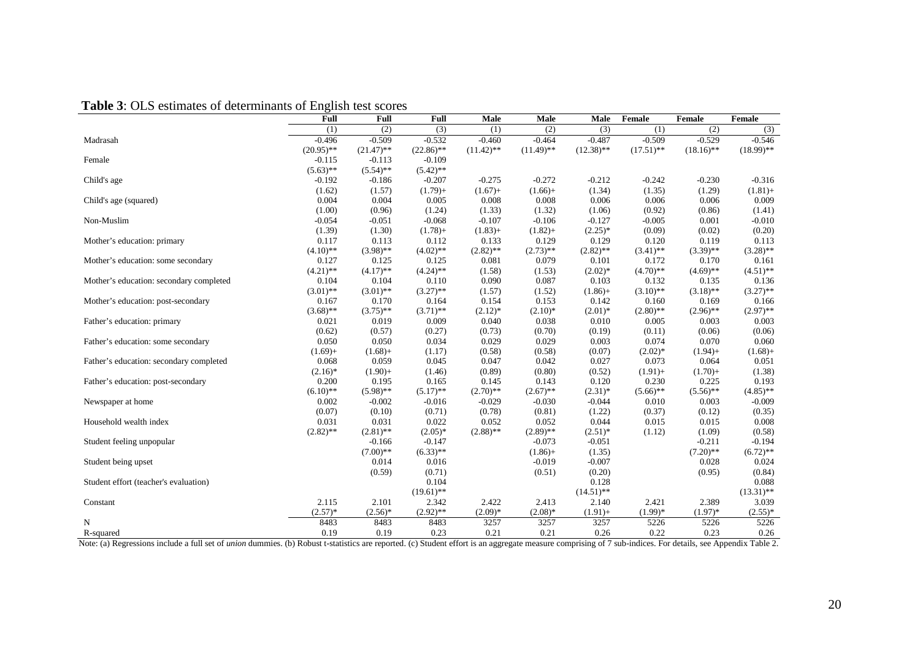**Table 3**: OLS estimates of determinants of English test scores

| | Full | Full | Full | Male | Male | Male | Female | Female | Female |
|---|---|---|---|---|---|---|---|---|---|
| | (1) | (2) | (3) | (1) | (2) | (3) | (1) | (2) | (3) |
| Madrasah | -0.496 | -0.509 | -0.532 | -0.460 | -0.464 | -0.487 | -0.509 | -0.529 | -0.546 |
| | (20.95)** | (21.47)** | (22.86)** | (11.42)** | (11.49)** | (12.38)** | (17.51)** | (18.16)** | (18.99)** |
| Female | -0.115 | -0.113 | -0.109 | | | | | | |
| | (5.63)** | (5.54)** | (5.42)** | | | | | | |
| Child's age | -0.192 | -0.186 | -0.207 | -0.275 | -0.272 | -0.212 | -0.242 | -0.230 | -0.316 |
| | (1.62) | (1.57) | (1.79)+ | (1.67)+ | (1.66)+ | (1.34) | (1.35) | (1.29) | (1.81)+ |
| Child's age (squared) | 0.004 | 0.004 | 0.005 | 0.008 | 0.008 | 0.006 | 0.006 | 0.006 | 0.009 |
| | (1.00) | (0.96) | (1.24) | (1.33) | (1.32) | (1.06) | (0.92) | (0.86) | (1.41) |
| Non-Muslim | -0.054 | -0.051 | -0.068 | -0.107 | -0.106 | -0.127 | -0.005 | 0.001 | -0.010 |
| | (1.39) | (1.30) | (1.78)+ | (1.83)+ | (1.82)+ | (2.25)* | (0.09) | (0.02) | (0.20) |
| Mother's education: primary | 0.117 | 0.113 | 0.112 | 0.133 | 0.129 | 0.129 | 0.120 | 0.119 | 0.113 |
| | (4.10)** | (3.98)** | (4.02)** | (2.82)** | (2.73)** | (2.82)** | (3.41)** | (3.39)** | (3.28)** |
| Mother's education: some secondary | 0.127 | 0.125 | 0.125 | 0.081 | 0.079 | 0.101 | 0.172 | 0.170 | 0.161 |
| | (4.21)** | (4.17)** | (4.24)** | (1.58) | (1.53) | (2.02)* | (4.70)** | (4.69)** | (4.51)** |
| Mother's education: secondary completed | 0.104 | 0.104 | 0.110 | 0.090 | 0.087 | 0.103 | 0.132 | 0.135 | 0.136 |
| | (3.01)** | (3.01)** | (3.27)** | (1.57) | (1.52) | (1.86)+ | (3.10)** | (3.18)** | (3.27)** |
| Mother's education: post-secondary | 0.167 | 0.170 | 0.164 | 0.154 | 0.153 | 0.142 | 0.160 | 0.169 | 0.166 |
| | (3.68)** | (3.75)** | (3.71)** | (2.12)* | (2.10)* | (2.01)* | (2.80)** | (2.96)** | (2.97)** |
| Father's education: primary | 0.021 | 0.019 | 0.009 | 0.040 | 0.038 | 0.010 | 0.005 | 0.003 | 0.003 |
| | (0.62) | (0.57) | (0.27) | (0.73) | (0.70) | (0.19) | (0.11) | (0.06) | (0.06) |
| Father's education: some secondary | 0.050 | 0.050 | 0.034 | 0.029 | 0.029 | 0.003 | 0.074 | 0.070 | 0.060 |
| | (1.69)+ | (1.68)+ | (1.17) | (0.58) | (0.58) | (0.07) | (2.02)* | (1.94)+ | (1.68)+ |
| Father's education: secondary completed | 0.068 | 0.059 | 0.045 | 0.047 | 0.042 | 0.027 | 0.073 | 0.064 | 0.051 |
| | (2.16)* | (1.90)+ | (1.46) | (0.89) | (0.80) | (0.52) | (1.91)+ | (1.70)+ | (1.38) |
| Father's education: post-secondary | 0.200 | 0.195 | 0.165 | 0.145 | 0.143 | 0.120 | 0.230 | 0.225 | 0.193 |
| | (6.10)** | (5.98)** | (5.17)** | (2.70)** | (2.67)** | (2.31)* | (5.66)** | (5.56)** | (4.85)** |
| Newspaper at home | 0.002 | -0.002 | -0.016 | -0.029 | -0.030 | -0.044 | 0.010 | 0.003 | -0.009 |
| | (0.07) | (0.10) | (0.71) | (0.78) | (0.81) | (1.22) | (0.37) | (0.12) | (0.35) |
| Household wealth index | 0.031 | 0.031 | 0.022 | 0.052 | 0.052 | 0.044 | 0.015 | 0.015 | 0.008 |
| | (2.82)** | (2.81)** | (2.05)* | (2.88)** | (2.89)** | (2.51)* | (1.12) | (1.09) | (0.58) |
| Student feeling unpopular | | -0.166 | -0.147 | | -0.073 | -0.051 | | -0.211 | -0.194 |
| | | (7.00)** | (6.33)** | | (1.86)+ | (1.35) | | (7.20)** | (6.72)** |
| Student being upset | | 0.014 | 0.016 | | -0.019 | -0.007 | | 0.028 | 0.024 |
| | | (0.59) | (0.71) | | (0.51) | (0.20) | | (0.95) | (0.84) |
| Student effort (teacher's evaluation) | | | 0.104 | | | 0.128 | | | 0.088 |
| | | | (19.61)** | | | (14.51)** | | | (13.31)** |
| Constant | 2.115 | 2.101 | 2.342 | 2.422 | 2.413 | 2.140 | 2.421 | 2.389 | 3.039 |
| | (2.57)* | (2.56)* | (2.92)** | (2.09)* | (2.08)* | (1.91)+ | (1.99)* | (1.97)* | (2.55)* |
| N | 8483 | 8483 | 8483 | 3257 | 3257 | 3257 | 5226 | 5226 | 5226 |
| R-squared | 0.19 | 0.19 | 0.23 | 0.21 | 0.21 | 0.26 | 0.22 | 0.23 | 0.26 |

Note: (a) Regressions include a full set of *union* dummies. (b) Robust t-statistics are reported. (c) Student effort is an aggregate measure comprising of 7 sub-indices. For details, see Appendix Table 2.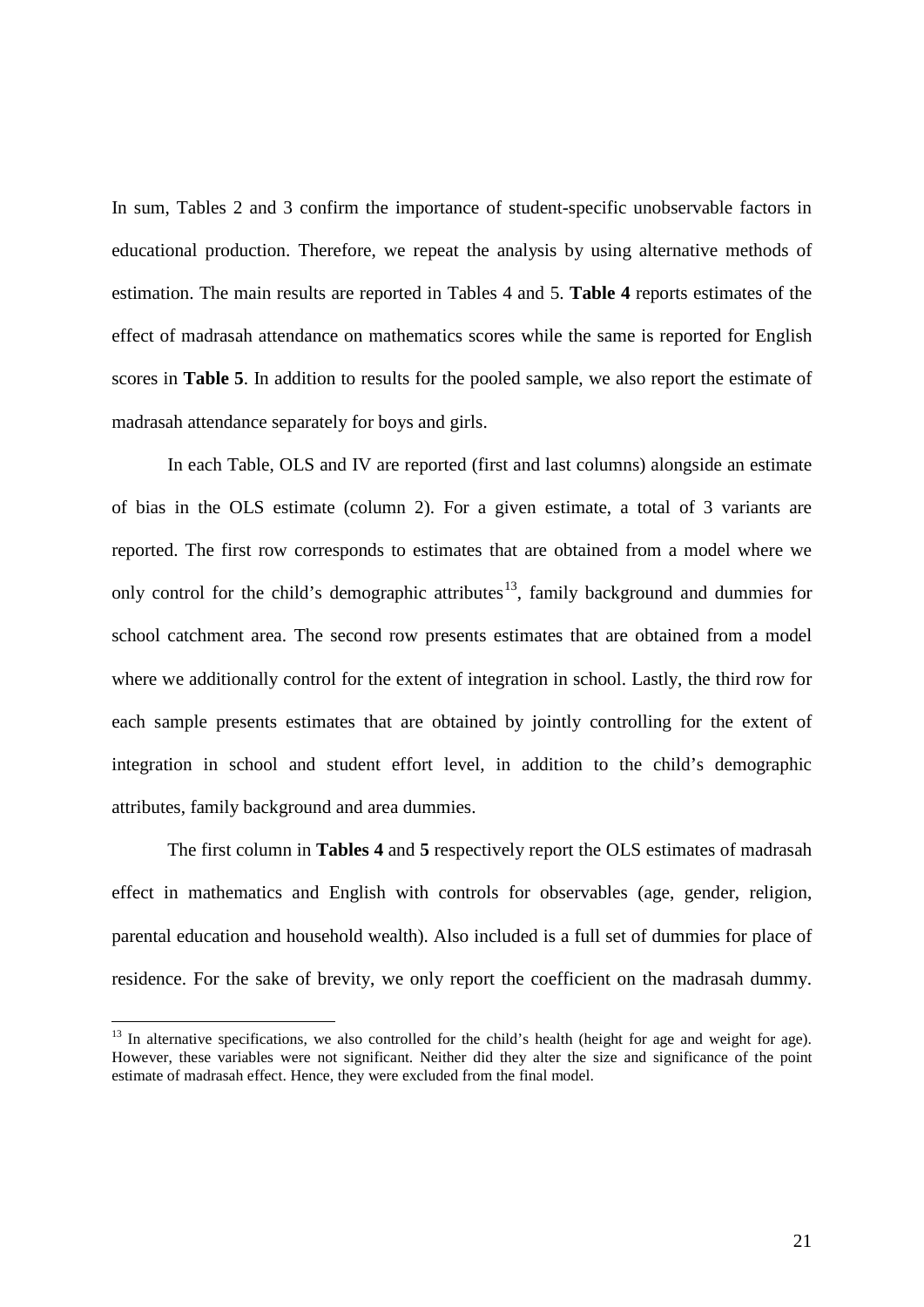In sum, Tables 2 and 3 confirm the importance of student-specific unobservable factors in educational production. Therefore, we repeat the analysis by using alternative methods of estimation. The main results are reported in Tables 4 and 5. **Table 4** reports estimates of the effect of madrasah attendance on mathematics scores while the same is reported for English scores in **Table 5**. In addition to results for the pooled sample, we also report the estimate of madrasah attendance separately for boys and girls.

In each Table, OLS and IV are reported (first and last columns) alongside an estimate of bias in the OLS estimate (column 2). For a given estimate, a total of 3 variants are reported. The first row corresponds to estimates that are obtained from a model where we only control for the child's demographic attributes[13], family background and dummies for school catchment area. The second row presents estimates that are obtained from a model where we additionally control for the extent of integration in school. Lastly, the third row for each sample presents estimates that are obtained by jointly controlling for the extent of integration in school and student effort level, in addition to the child's demographic attributes, family background and area dummies.

The first column in **Tables 4** and **5** respectively report the OLS estimates of madrasah effect in mathematics and English with controls for observables (age, gender, religion, parental education and household wealth). Also included is a full set of dummies for place of residence. For the sake of brevity, we only report the coefficient on the madrasah dummy.

[13] In alternative specifications, we also controlled for the child's health (height for age and weight for age). However, these variables were not significant. Neither did they alter the size and significance of the point estimate of madrasah effect. Hence, they were excluded from the final model.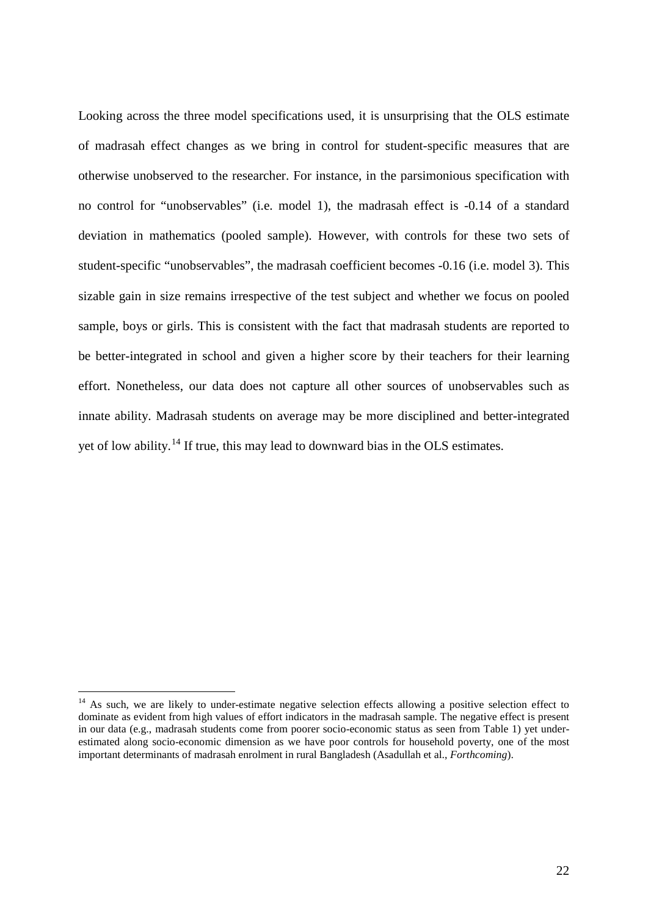Looking across the three model specifications used, it is unsurprising that the OLS estimate of madrasah effect changes as we bring in control for student-specific measures that are otherwise unobserved to the researcher. For instance, in the parsimonious specification with no control for "unobservables" (i.e. model 1), the madrasah effect is -0.14 of a standard deviation in mathematics (pooled sample). However, with controls for these two sets of student-specific "unobservables", the madrasah coefficient becomes -0.16 (i.e. model 3). This sizable gain in size remains irrespective of the test subject and whether we focus on pooled sample, boys or girls. This is consistent with the fact that madrasah students are reported to be better-integrated in school and given a higher score by their teachers for their learning effort. Nonetheless, our data does not capture all other sources of unobservables such as innate ability. Madrasah students on average may be more disciplined and better-integrated yet of low ability.[14] If true, this may lead to downward bias in the OLS estimates.

---

[14] As such, we are likely to under-estimate negative selection effects allowing a positive selection effect to dominate as evident from high values of effort indicators in the madrasah sample. The negative effect is present in our data (e.g., madrasah students come from poorer socio-economic status as seen from Table 1) yet under-estimated along socio-economic dimension as we have poor controls for household poverty, one of the most important determinants of madrasah enrolment in rural Bangladesh (Asadullah et al., *Forthcoming*).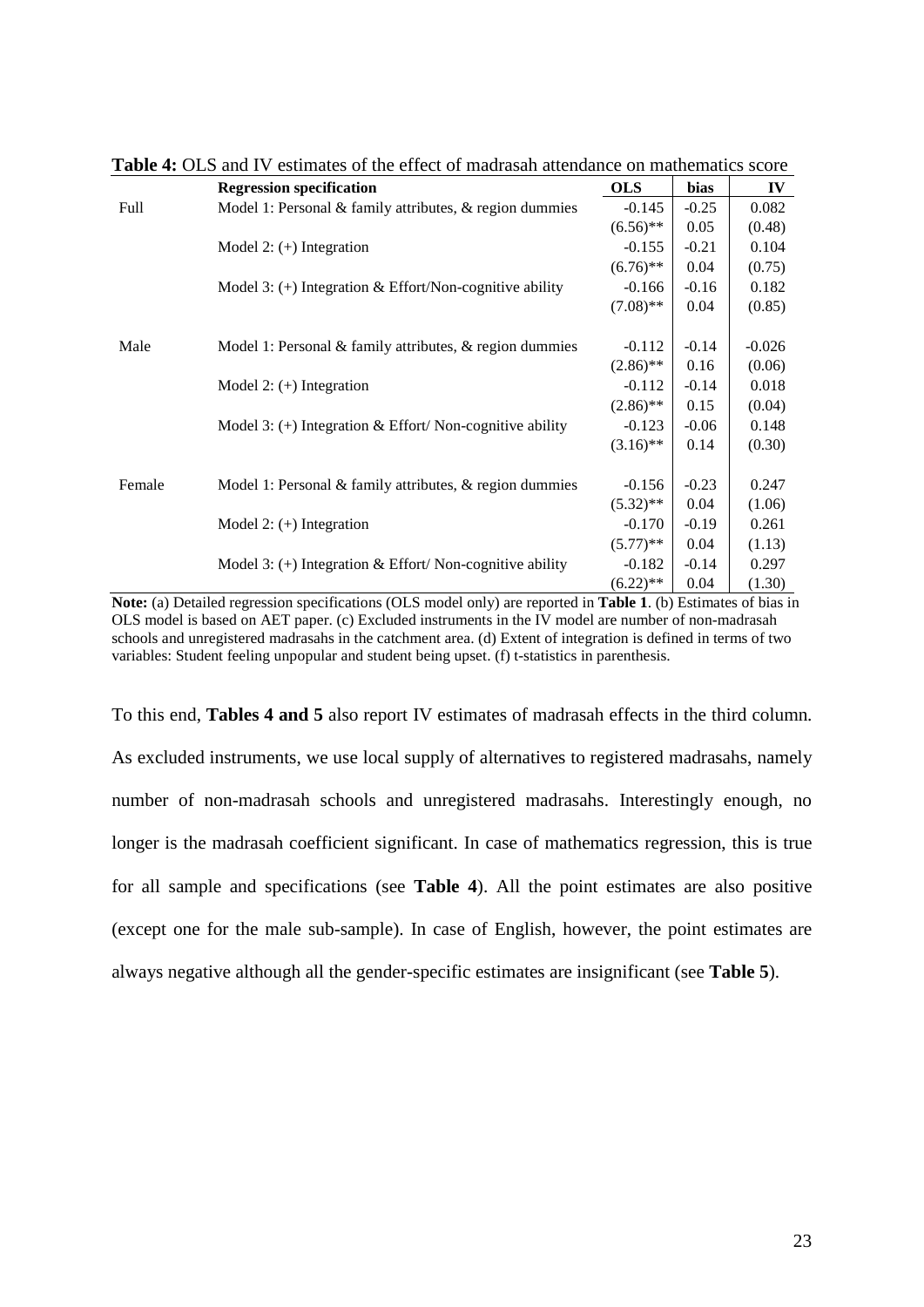**Table 4:** OLS and IV estimates of the effect of madrasah attendance on mathematics score

| | Regression specification | OLS | bias | IV |
|---|---|---|---|---|
| Full | Model 1: Personal & family attributes, & region dummies | -0.145 | -0.25 | 0.082 |
| | | (6.56)** | 0.05 | (0.48) |
| | Model 2: (+) Integration | -0.155 | -0.21 | 0.104 |
| | | (6.76)** | 0.04 | (0.75) |
| | Model 3: (+) Integration & Effort/Non-cognitive ability | -0.166 | -0.16 | 0.182 |
| | | (7.08)** | 0.04 | (0.85) |
| Male | Model 1: Personal & family attributes, & region dummies | -0.112 | -0.14 | -0.026 |
| | | (2.86)** | 0.16 | (0.06) |
| | Model 2: (+) Integration | -0.112 | -0.14 | 0.018 |
| | | (2.86)** | 0.15 | (0.04) |
| | Model 3: (+) Integration & Effort/ Non-cognitive ability | -0.123 | -0.06 | 0.148 |
| | | (3.16)** | 0.14 | (0.30) |
| Female | Model 1: Personal & family attributes, & region dummies | -0.156 | -0.23 | 0.247 |
| | | (5.32)** | 0.04 | (1.06) |
| | Model 2: (+) Integration | -0.170 | -0.19 | 0.261 |
| | | (5.77)** | 0.04 | (1.13) |
| | Model 3: (+) Integration & Effort/ Non-cognitive ability | -0.182 | -0.14 | 0.297 |
| | | (6.22)** | 0.04 | (1.30) |

**Note:** (a) Detailed regression specifications (OLS model only) are reported in **Table 1**. (b) Estimates of bias in OLS model is based on AET paper. (c) Excluded instruments in the IV model are number of non-madrasah schools and unregistered madrasahs in the catchment area. (d) Extent of integration is defined in terms of two variables: Student feeling unpopular and student being upset. (f) t-statistics in parenthesis.

To this end, **Tables 4 and 5** also report IV estimates of madrasah effects in the third column. As excluded instruments, we use local supply of alternatives to registered madrasahs, namely number of non-madrasah schools and unregistered madrasahs. Interestingly enough, no longer is the madrasah coefficient significant. In case of mathematics regression, this is true for all sample and specifications (see **Table 4**). All the point estimates are also positive (except one for the male sub-sample). In case of English, however, the point estimates are always negative although all the gender-specific estimates are insignificant (see **Table 5**).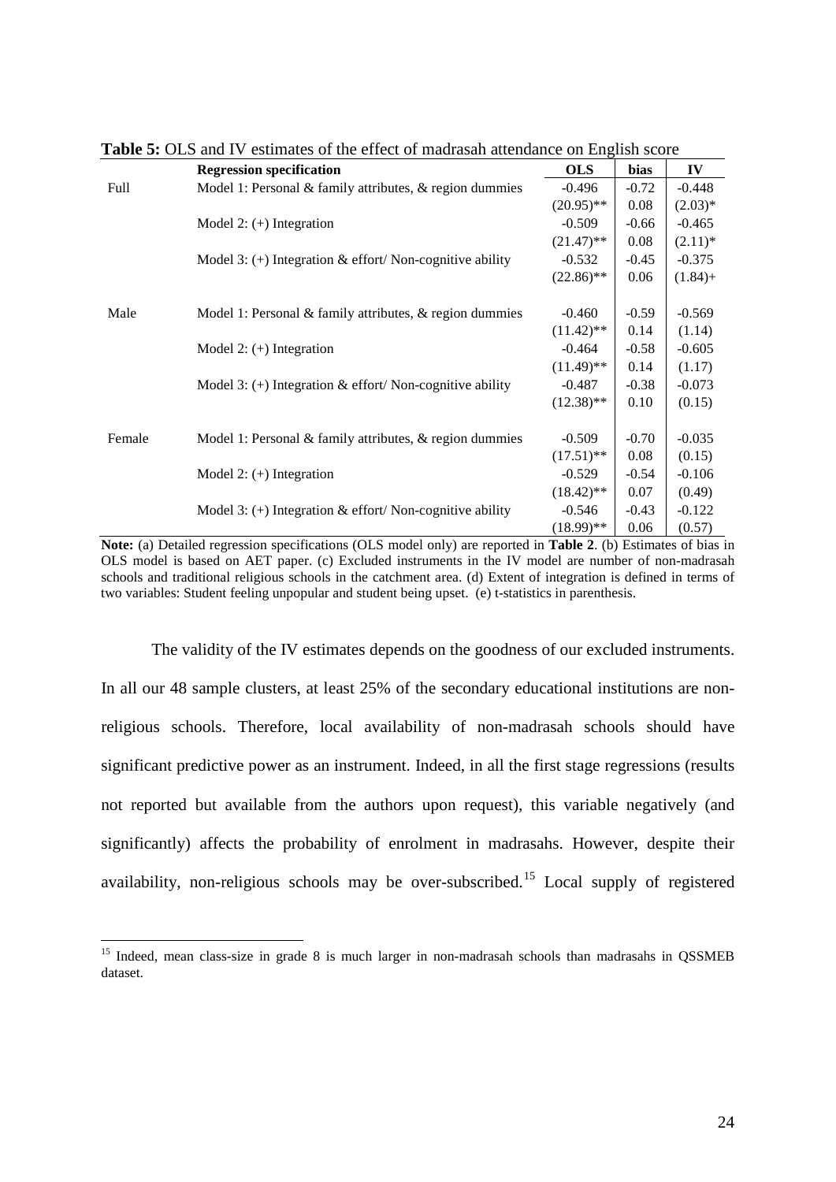**Table 5:** OLS and IV estimates of the effect of madrasah attendance on English score

| | Regression specification | OLS | bias | IV |
|---|---|---|---|---|
| Full | Model 1: Personal & family attributes, & region dummies | -0.496 | -0.72 | -0.448 |
| | | (20.95)** | 0.08 | (2.03)* |
| | Model 2: (+) Integration | -0.509 | -0.66 | -0.465 |
| | | (21.47)** | 0.08 | (2.11)* |
| | Model 3: (+) Integration & effort/ Non-cognitive ability | -0.532 | -0.45 | -0.375 |
| | | (22.86)** | 0.06 | (1.84)+ |
| Male | Model 1: Personal & family attributes, & region dummies | -0.460 | -0.59 | -0.569 |
| | | (11.42)** | 0.14 | (1.14) |
| | Model 2: (+) Integration | -0.464 | -0.58 | -0.605 |
| | | (11.49)** | 0.14 | (1.17) |
| | Model 3: (+) Integration & effort/ Non-cognitive ability | -0.487 | -0.38 | -0.073 |
| | | (12.38)** | 0.10 | (0.15) |
| Female | Model 1: Personal & family attributes, & region dummies | -0.509 | -0.70 | -0.035 |
| | | (17.51)** | 0.08 | (0.15) |
| | Model 2: (+) Integration | -0.529 | -0.54 | -0.106 |
| | | (18.42)** | 0.07 | (0.49) |
| | Model 3: (+) Integration & effort/ Non-cognitive ability | -0.546 | -0.43 | -0.122 |
| | | (18.99)** | 0.06 | (0.57) |

**Note:** (a) Detailed regression specifications (OLS model only) are reported in **Table 2**. (b) Estimates of bias in OLS model is based on AET paper. (c) Excluded instruments in the IV model are number of non-madrasah schools and traditional religious schools in the catchment area. (d) Extent of integration is defined in terms of two variables: Student feeling unpopular and student being upset. (e) t-statistics in parenthesis.

The validity of the IV estimates depends on the goodness of our excluded instruments. In all our 48 sample clusters, at least 25% of the secondary educational institutions are non-religious schools. Therefore, local availability of non-madrasah schools should have significant predictive power as an instrument. Indeed, in all the first stage regressions (results not reported but available from the authors upon request), this variable negatively (and significantly) affects the probability of enrolment in madrasahs. However, despite their availability, non-religious schools may be over-subscribed.[15] Local supply of registered

[15] Indeed, mean class-size in grade 8 is much larger in non-madrasah schools than madrasahs in QSSMEB dataset.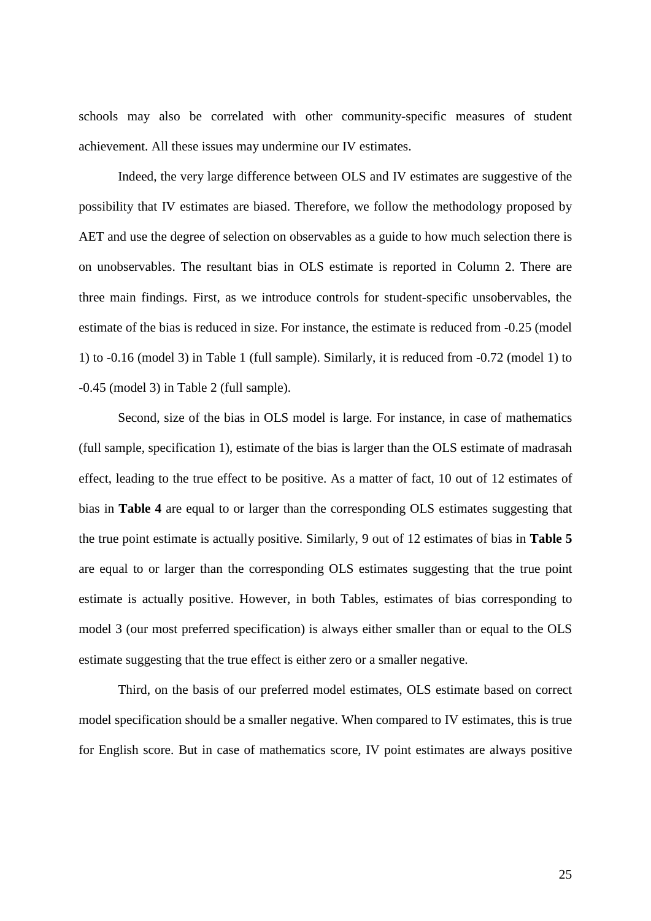schools may also be correlated with other community-specific measures of student achievement. All these issues may undermine our IV estimates.

Indeed, the very large difference between OLS and IV estimates are suggestive of the possibility that IV estimates are biased. Therefore, we follow the methodology proposed by AET and use the degree of selection on observables as a guide to how much selection there is on unobservables. The resultant bias in OLS estimate is reported in Column 2. There are three main findings. First, as we introduce controls for student-specific unsobervables, the estimate of the bias is reduced in size. For instance, the estimate is reduced from -0.25 (model 1) to -0.16 (model 3) in Table 1 (full sample). Similarly, it is reduced from -0.72 (model 1) to -0.45 (model 3) in Table 2 (full sample).

Second, size of the bias in OLS model is large. For instance, in case of mathematics (full sample, specification 1), estimate of the bias is larger than the OLS estimate of madrasah effect, leading to the true effect to be positive. As a matter of fact, 10 out of 12 estimates of bias in **Table 4** are equal to or larger than the corresponding OLS estimates suggesting that the true point estimate is actually positive. Similarly, 9 out of 12 estimates of bias in **Table 5** are equal to or larger than the corresponding OLS estimates suggesting that the true point estimate is actually positive. However, in both Tables, estimates of bias corresponding to model 3 (our most preferred specification) is always either smaller than or equal to the OLS estimate suggesting that the true effect is either zero or a smaller negative.

Third, on the basis of our preferred model estimates, OLS estimate based on correct model specification should be a smaller negative. When compared to IV estimates, this is true for English score. But in case of mathematics score, IV point estimates are always positive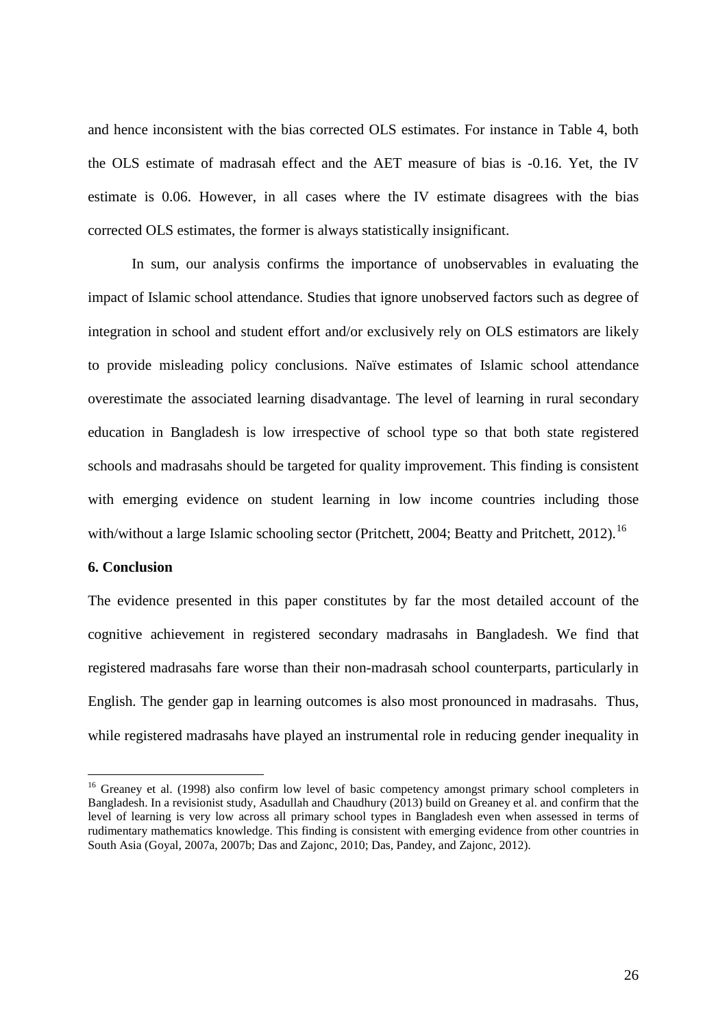and hence inconsistent with the bias corrected OLS estimates. For instance in Table 4, both the OLS estimate of madrasah effect and the AET measure of bias is -0.16. Yet, the IV estimate is 0.06. However, in all cases where the IV estimate disagrees with the bias corrected OLS estimates, the former is always statistically insignificant.

In sum, our analysis confirms the importance of unobservables in evaluating the impact of Islamic school attendance. Studies that ignore unobserved factors such as degree of integration in school and student effort and/or exclusively rely on OLS estimators are likely to provide misleading policy conclusions. Naïve estimates of Islamic school attendance overestimate the associated learning disadvantage. The level of learning in rural secondary education in Bangladesh is low irrespective of school type so that both state registered schools and madrasahs should be targeted for quality improvement. This finding is consistent with emerging evidence on student learning in low income countries including those with/without a large Islamic schooling sector (Pritchett, 2004; Beatty and Pritchett, 2012).[16]

## 6. Conclusion

The evidence presented in this paper constitutes by far the most detailed account of the cognitive achievement in registered secondary madrasahs in Bangladesh. We find that registered madrasahs fare worse than their non-madrasah school counterparts, particularly in English. The gender gap in learning outcomes is also most pronounced in madrasahs. Thus, while registered madrasahs have played an instrumental role in reducing gender inequality in

---

[16] Greaney et al. (1998) also confirm low level of basic competency amongst primary school completers in Bangladesh. In a revisionist study, Asadullah and Chaudhury (2013) build on Greaney et al. and confirm that the level of learning is very low across all primary school types in Bangladesh even when assessed in terms of rudimentary mathematics knowledge. This finding is consistent with emerging evidence from other countries in South Asia (Goyal, 2007a, 2007b; Das and Zajonc, 2010; Das, Pandey, and Zajonc, 2012).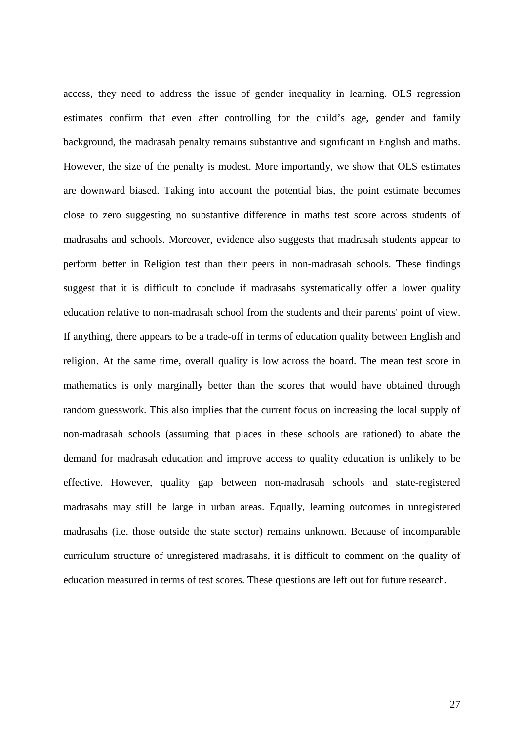access, they need to address the issue of gender inequality in learning. OLS regression estimates confirm that even after controlling for the child's age, gender and family background, the madrasah penalty remains substantive and significant in English and maths. However, the size of the penalty is modest. More importantly, we show that OLS estimates are downward biased. Taking into account the potential bias, the point estimate becomes close to zero suggesting no substantive difference in maths test score across students of madrasahs and schools. Moreover, evidence also suggests that madrasah students appear to perform better in Religion test than their peers in non-madrasah schools. These findings suggest that it is difficult to conclude if madrasahs systematically offer a lower quality education relative to non-madrasah school from the students and their parents' point of view. If anything, there appears to be a trade-off in terms of education quality between English and religion. At the same time, overall quality is low across the board. The mean test score in mathematics is only marginally better than the scores that would have obtained through random guesswork. This also implies that the current focus on increasing the local supply of non-madrasah schools (assuming that places in these schools are rationed) to abate the demand for madrasah education and improve access to quality education is unlikely to be effective. However, quality gap between non-madrasah schools and state-registered madrasahs may still be large in urban areas. Equally, learning outcomes in unregistered madrasahs (i.e. those outside the state sector) remains unknown. Because of incomparable curriculum structure of unregistered madrasahs, it is difficult to comment on the quality of education measured in terms of test scores. These questions are left out for future research.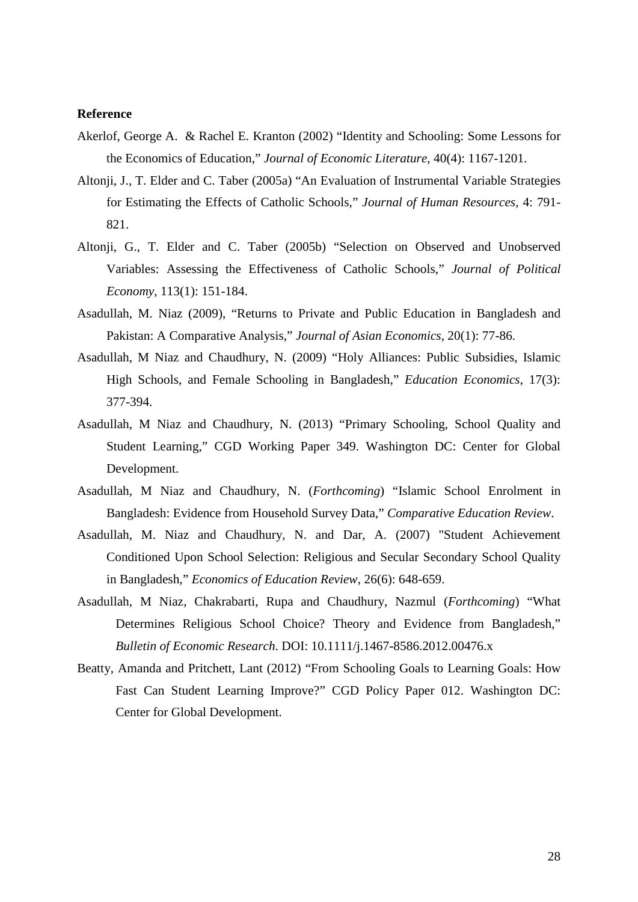**Reference**

Akerlof, George A. & Rachel E. Kranton (2002) "Identity and Schooling: Some Lessons for the Economics of Education," *Journal of Economic Literature*, 40(4): 1167-1201.

Altonji, J., T. Elder and C. Taber (2005a) "An Evaluation of Instrumental Variable Strategies for Estimating the Effects of Catholic Schools," *Journal of Human Resources,* 4: 791-821.

Altonji, G., T. Elder and C. Taber (2005b) "Selection on Observed and Unobserved Variables: Assessing the Effectiveness of Catholic Schools," *Journal of Political Economy*, 113(1): 151-184.

Asadullah, M. Niaz (2009), "Returns to Private and Public Education in Bangladesh and Pakistan: A Comparative Analysis," *Journal of Asian Economics*, 20(1): 77-86.

Asadullah, M Niaz and Chaudhury, N. (2009) "Holy Alliances: Public Subsidies, Islamic High Schools, and Female Schooling in Bangladesh," *Education Economics*, 17(3): 377-394.

Asadullah, M Niaz and Chaudhury, N. (2013) "Primary Schooling, School Quality and Student Learning," CGD Working Paper 349. Washington DC: Center for Global Development.

Asadullah, M Niaz and Chaudhury, N. (*Forthcoming*) "Islamic School Enrolment in Bangladesh: Evidence from Household Survey Data," *Comparative Education Review*.

Asadullah, M. Niaz and Chaudhury, N. and Dar, A. (2007) "Student Achievement Conditioned Upon School Selection: Religious and Secular Secondary School Quality in Bangladesh," *Economics of Education Review*, 26(6): 648-659.

Asadullah, M Niaz, Chakrabarti, Rupa and Chaudhury, Nazmul (*Forthcoming*) "What Determines Religious School Choice? Theory and Evidence from Bangladesh," *Bulletin of Economic Research*. DOI: 10.1111/j.1467-8586.2012.00476.x

Beatty, Amanda and Pritchett, Lant (2012) "From Schooling Goals to Learning Goals: How Fast Can Student Learning Improve?" CGD Policy Paper 012. Washington DC: Center for Global Development.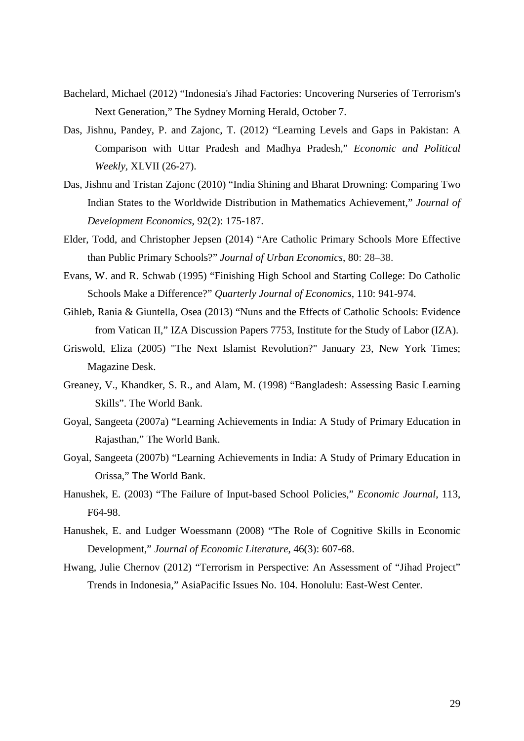Bachelard, Michael (2012) "Indonesia's Jihad Factories: Uncovering Nurseries of Terrorism's Next Generation," The Sydney Morning Herald, October 7.

Das, Jishnu, Pandey, P. and Zajonc, T. (2012) "Learning Levels and Gaps in Pakistan: A Comparison with Uttar Pradesh and Madhya Pradesh," *Economic and Political Weekly*, XLVII (26-27).

Das, Jishnu and Tristan Zajonc (2010) "India Shining and Bharat Drowning: Comparing Two Indian States to the Worldwide Distribution in Mathematics Achievement," *Journal of Development Economics*, 92(2): 175-187.

Elder, Todd, and Christopher Jepsen (2014) "Are Catholic Primary Schools More Effective than Public Primary Schools?" *Journal of Urban Economics*, 80: 28–38.

Evans, W. and R. Schwab (1995) "Finishing High School and Starting College: Do Catholic Schools Make a Difference?" *Quarterly Journal of Economics*, 110: 941-974.

Gihleb, Rania & Giuntella, Osea (2013) "Nuns and the Effects of Catholic Schools: Evidence from Vatican II," IZA Discussion Papers 7753, Institute for the Study of Labor (IZA).

Griswold, Eliza (2005) "The Next Islamist Revolution?" January 23, New York Times; Magazine Desk.

Greaney, V., Khandker, S. R., and Alam, M. (1998) "Bangladesh: Assessing Basic Learning Skills". The World Bank.

Goyal, Sangeeta (2007a) "Learning Achievements in India: A Study of Primary Education in Rajasthan," The World Bank.

Goyal, Sangeeta (2007b) "Learning Achievements in India: A Study of Primary Education in Orissa," The World Bank.

Hanushek, E. (2003) "The Failure of Input-based School Policies," *Economic Journal*, 113, F64-98.

Hanushek, E. and Ludger Woessmann (2008) "The Role of Cognitive Skills in Economic Development," *Journal of Economic Literature*, 46(3): 607-68.

Hwang, Julie Chernov (2012) "Terrorism in Perspective: An Assessment of "Jihad Project" Trends in Indonesia," AsiaPacific Issues No. 104. Honolulu: East-West Center.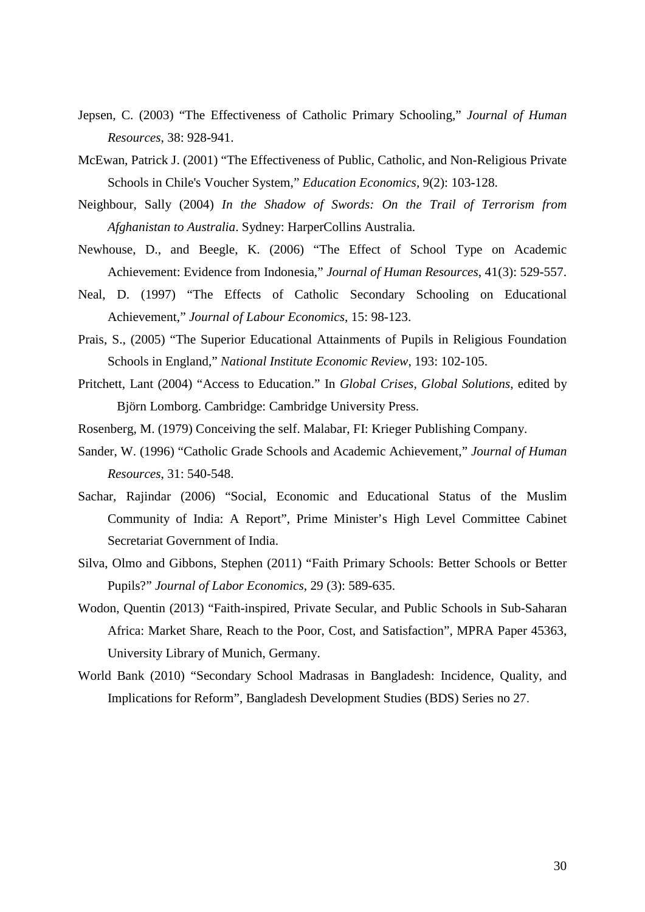Jepsen, C. (2003) "The Effectiveness of Catholic Primary Schooling," *Journal of Human Resources*, 38: 928-941.

McEwan, Patrick J. (2001) "The Effectiveness of Public, Catholic, and Non-Religious Private Schools in Chile's Voucher System," *Education Economics*, 9(2): 103-128.

Neighbour, Sally (2004) *In the Shadow of Swords: On the Trail of Terrorism from Afghanistan to Australia*. Sydney: HarperCollins Australia.

Newhouse, D., and Beegle, K. (2006) "The Effect of School Type on Academic Achievement: Evidence from Indonesia," *Journal of Human Resources*, 41(3): 529-557.

Neal, D. (1997) "The Effects of Catholic Secondary Schooling on Educational Achievement," *Journal of Labour Economics*, 15: 98-123.

Prais, S., (2005) "The Superior Educational Attainments of Pupils in Religious Foundation Schools in England," *National Institute Economic Review*, 193: 102-105.

Pritchett, Lant (2004) "Access to Education." In *Global Crises, Global Solutions*, edited by Björn Lomborg. Cambridge: Cambridge University Press.

Rosenberg, M. (1979) Conceiving the self. Malabar, FI: Krieger Publishing Company.

Sander, W. (1996) "Catholic Grade Schools and Academic Achievement," *Journal of Human Resources*, 31: 540-548.

Sachar, Rajindar (2006) "Social, Economic and Educational Status of the Muslim Community of India: A Report", Prime Minister's High Level Committee Cabinet Secretariat Government of India.

Silva, Olmo and Gibbons, Stephen (2011) "Faith Primary Schools: Better Schools or Better Pupils?" *Journal of Labor Economics*, 29 (3): 589-635.

Wodon, Quentin (2013) "Faith-inspired, Private Secular, and Public Schools in Sub-Saharan Africa: Market Share, Reach to the Poor, Cost, and Satisfaction", MPRA Paper 45363, University Library of Munich, Germany.

World Bank (2010) "Secondary School Madrasas in Bangladesh: Incidence, Quality, and Implications for Reform", Bangladesh Development Studies (BDS) Series no 27.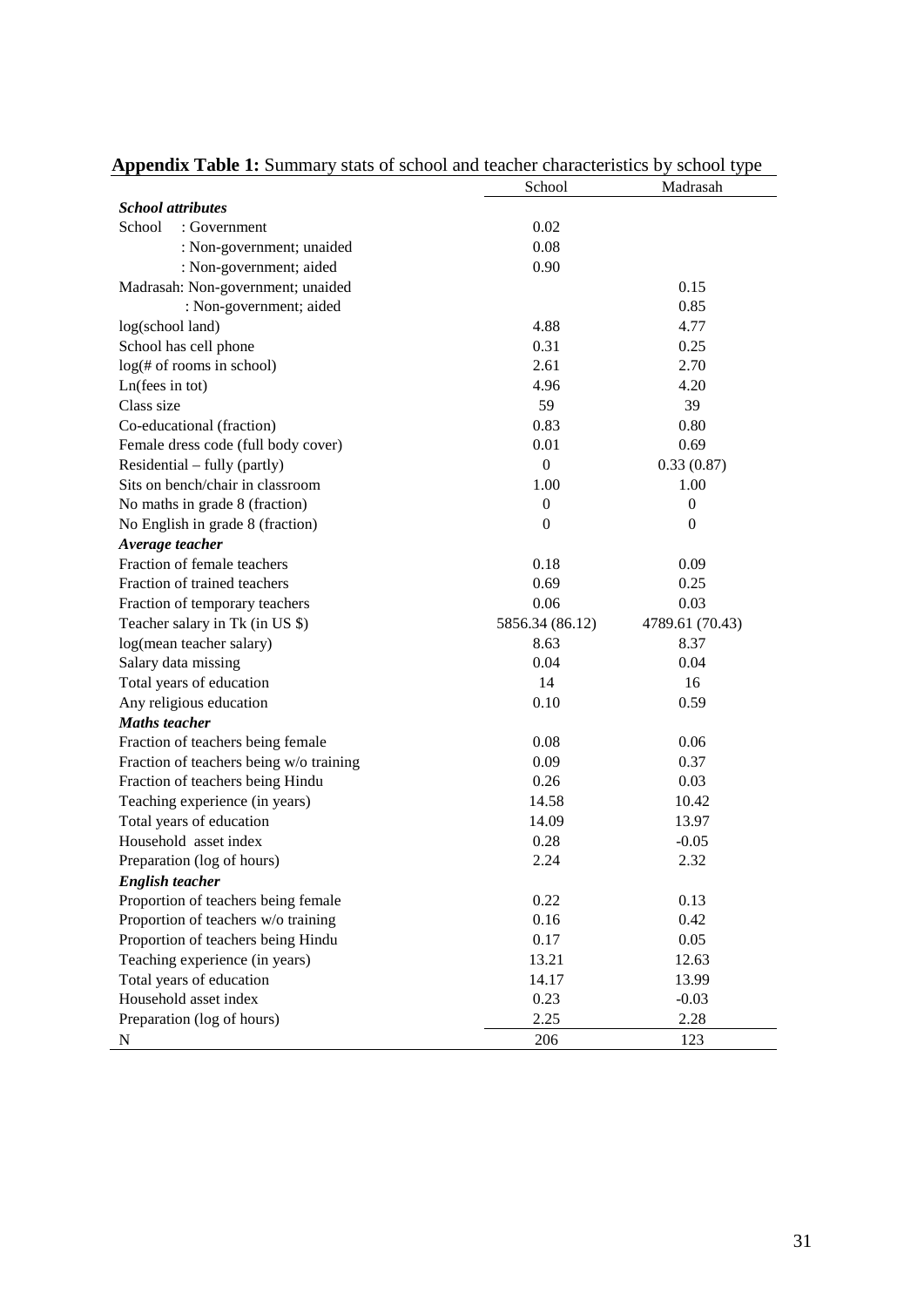**Appendix Table 1:** Summary stats of school and teacher characteristics by school type

| | School | Madrasah |
|---|---|---|
| ***School attributes*** | | |
| School : Government | 0.02 | |
| : Non-government; unaided | 0.08 | |
| : Non-government; aided | 0.90 | |
| Madrasah: Non-government; unaided | | 0.15 |
| : Non-government; aided | | 0.85 |
| log(school land) | 4.88 | 4.77 |
| School has cell phone | 0.31 | 0.25 |
| log(# of rooms in school) | 2.61 | 2.70 |
| Ln(fees in tot) | 4.96 | 4.20 |
| Class size | 59 | 39 |
| Co-educational (fraction) | 0.83 | 0.80 |
| Female dress code (full body cover) | 0.01 | 0.69 |
| Residential – fully (partly) | 0 | 0.33 (0.87) |
| Sits on bench/chair in classroom | 1.00 | 1.00 |
| No maths in grade 8 (fraction) | 0 | 0 |
| No English in grade 8 (fraction) | 0 | 0 |
| ***Average teacher*** | | |
| Fraction of female teachers | 0.18 | 0.09 |
| Fraction of trained teachers | 0.69 | 0.25 |
| Fraction of temporary teachers | 0.06 | 0.03 |
| Teacher salary in Tk (in US $) | 5856.34 (86.12) | 4789.61 (70.43) |
| log(mean teacher salary) | 8.63 | 8.37 |
| Salary data missing | 0.04 | 0.04 |
| Total years of education | 14 | 16 |
| Any religious education | 0.10 | 0.59 |
| ***Maths teacher*** | | |
| Fraction of teachers being female | 0.08 | 0.06 |
| Fraction of teachers being w/o training | 0.09 | 0.37 |
| Fraction of teachers being Hindu | 0.26 | 0.03 |
| Teaching experience (in years) | 14.58 | 10.42 |
| Total years of education | 14.09 | 13.97 |
| Household asset index | 0.28 | -0.05 |
| Preparation (log of hours) | 2.24 | 2.32 |
| ***English teacher*** | | |
| Proportion of teachers being female | 0.22 | 0.13 |
| Proportion of teachers w/o training | 0.16 | 0.42 |
| Proportion of teachers being Hindu | 0.17 | 0.05 |
| Teaching experience (in years) | 13.21 | 12.63 |
| Total years of education | 14.17 | 13.99 |
| Household asset index | 0.23 | -0.03 |
| Preparation (log of hours) | 2.25 | 2.28 |
| N | 206 | 123 |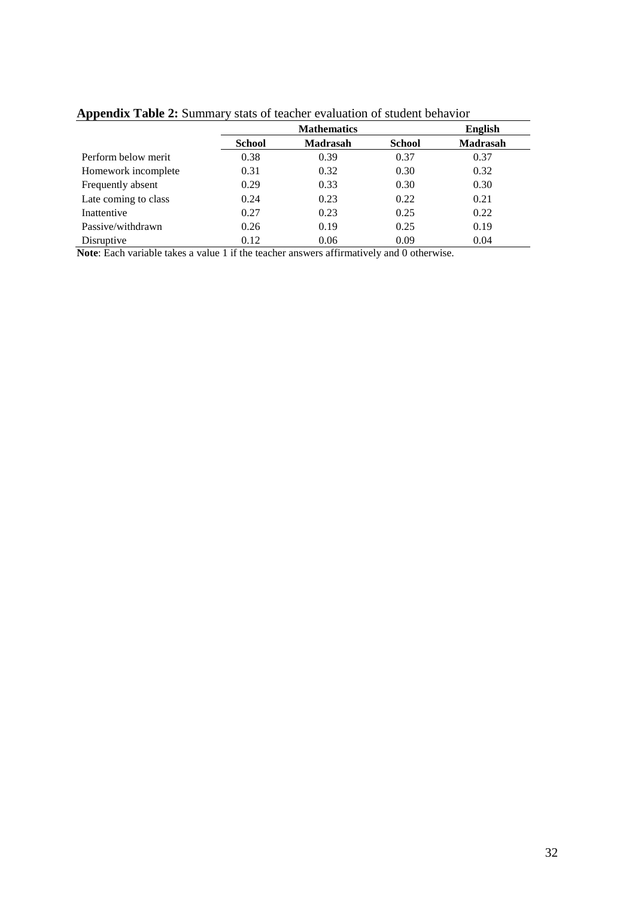**Appendix Table 2:** Summary stats of teacher evaluation of student behavior

| | Mathematics | | English | |
|---|---|---|---|---|
| | **School** | **Madrasah** | **School** | **Madrasah** |
| Perform below merit | 0.38 | 0.39 | 0.37 | 0.37 |
| Homework incomplete | 0.31 | 0.32 | 0.30 | 0.32 |
| Frequently absent | 0.29 | 0.33 | 0.30 | 0.30 |
| Late coming to class | 0.24 | 0.23 | 0.22 | 0.21 |
| Inattentive | 0.27 | 0.23 | 0.25 | 0.22 |
| Passive/withdrawn | 0.26 | 0.19 | 0.25 | 0.19 |
| Disruptive | 0.12 | 0.06 | 0.09 | 0.04 |

**Note**: Each variable takes a value 1 if the teacher answers affirmatively and 0 otherwise.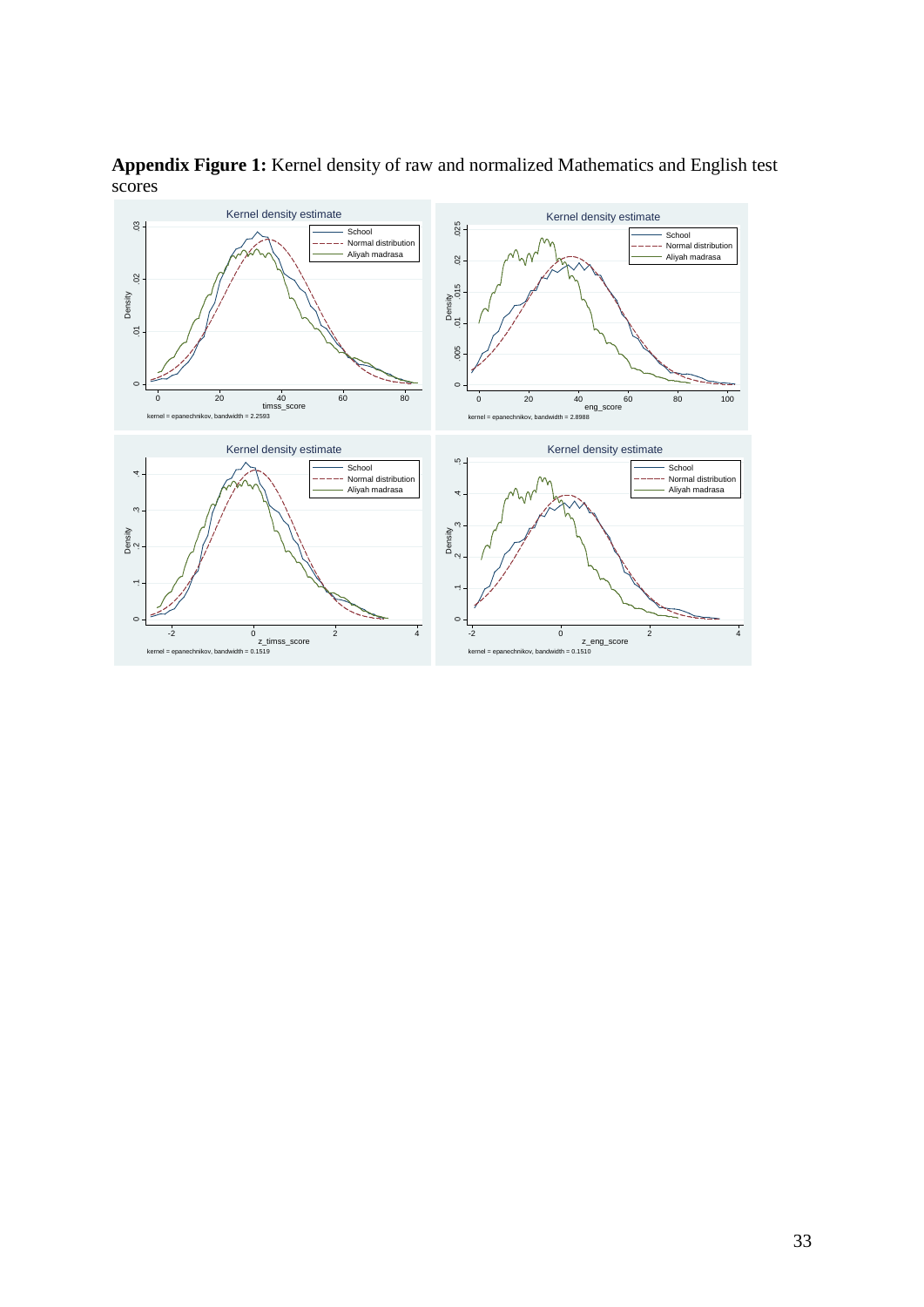**Appendix Figure 1:** Kernel density of raw and normalized Mathematics and English test scores

Kernel density estimate

Density

.03
.02
.01
0

0 20 40 60 80

timss_score

kernel = epanechnikov, bandwidth = 2.2593

School
Normal distribution
Aliyah madrasa

Kernel density estimate

Density

.025
.02
.015
.01
.005
0

0 20 40 60 80 100

eng_score

kernel = epanechnikov, bandwidth = 2.8988

School
Normal distribution
Aliyah madrasa

Kernel density estimate

Density

.4
.3
.2
.1
0

-2 0 2 4

z_timss_score

kernel = epanechnikov, bandwidth = 0.1519

School
Normal distribution
Aliyah madrasa

Kernel density estimate

Density

.5
.4
.3
.2
.1
0

-2 0 2 4

z_eng_score

kernel = epanechnikov, bandwidth = 0.1510

School
Normal distribution
Aliyah madrasa